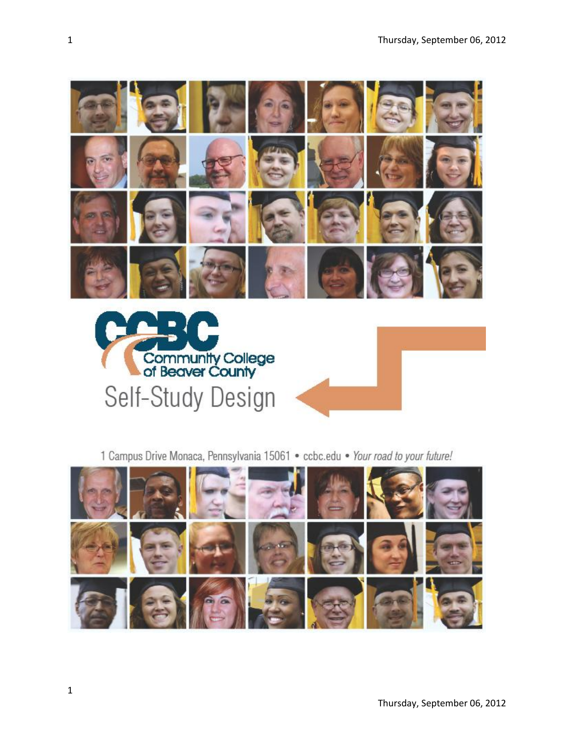# CCBC Community College of Beaver County

## Self-Study Design

1 Campus Drive Monaca, Pennsylvania 15061 • ccbc.edu • *Your road to your future!*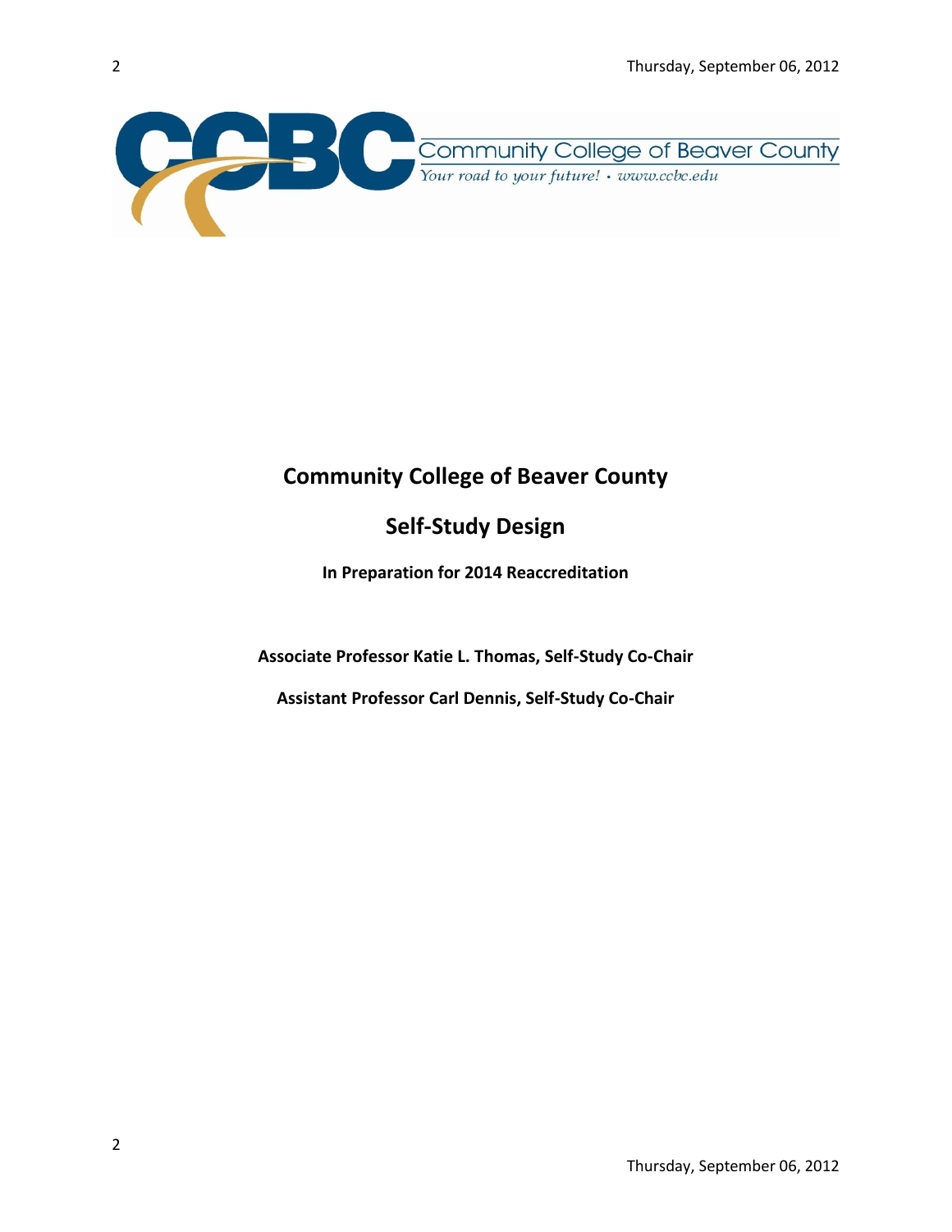# Community College of Beaver County

## Self-Study Design

**In Preparation for 2014 Reaccreditation**

**Associate Professor Katie L. Thomas, Self-Study Co-Chair**

**Assistant Professor Carl Dennis, Self-Study Co-Chair**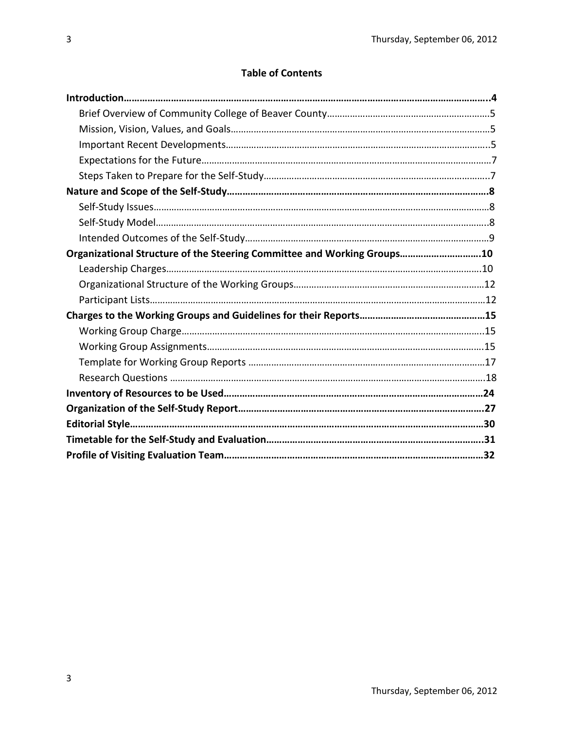## Table of Contents

**Introduction……………………………………………………………………………………………………………….4**

- Brief Overview of Community College of Beaver County……………………………………………………5
- Mission, Vision, Values, and Goals……………………………………………………………………………………5
- Important Recent Developments……………………………………………………………………………………..5
- Expectations for the Future…………………………………………………………………………………………………7
- Steps Taken to Prepare for the Self-Study……………………………………………………………………….7

**Nature and Scope of the Self-Study……………………………………………………………………………………8**

- Self-Study Issues………………………………………………………………………………………………………………8
- Self-Study Model………………………………………………………………………………………………………………8
- Intended Outcomes of the Self-Study………………………………………………………………………………9

**Organizational Structure of the Steering Committee and Working Groups…………………………10**

- Leadership Charges…………………………………………………………………………………………………………10
- Organizational Structure of the Working Groups…………………………………………………………………12
- Participant Lists………………………………………………………………………………………………………………12

**Charges to the Working Groups and Guidelines for their Reports…………………………………………15**

- Working Group Charge……………………………………………………………………………………………………..15
- Working Group Assignments…………………………………………………………………………………………..15
- Template for Working Group Reports ………………………………………………………………………………17
- Research Questions ………………………………………………………………………………………………………..18

**Inventory of Resources to be Used……………………………………………………………………………………24**

**Organization of the Self-Study Report……………………………………………………………………………..27**

**Editorial Style……………………………………………………………………………………………………………………30**

**Timetable for the Self-Study and Evaluation…………………………………………………………………………..31**

**Profile of Visiting Evaluation Team……………………………………………………………………………………32**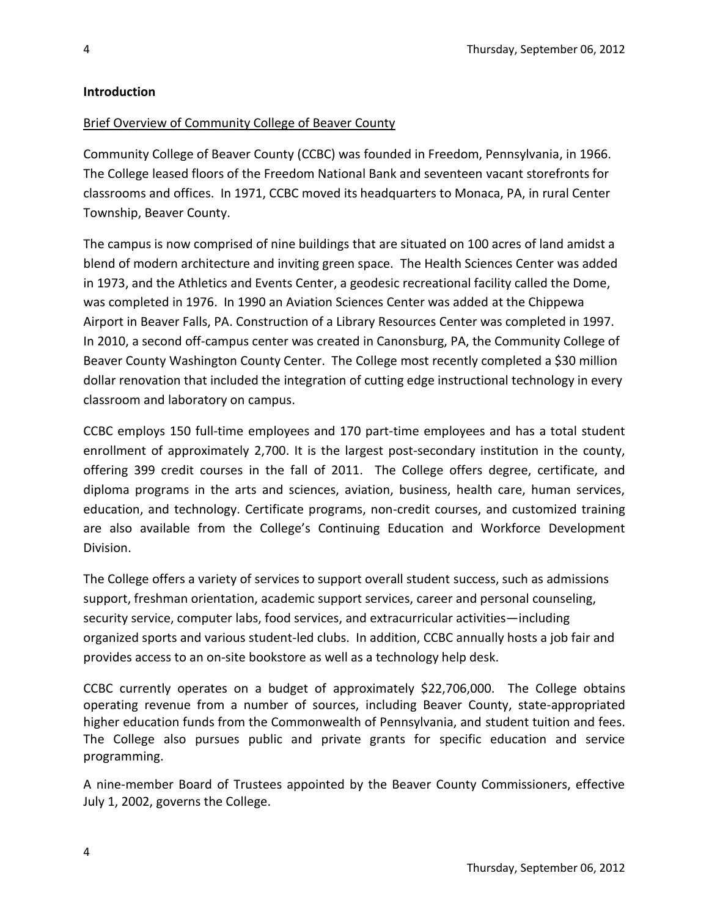## Introduction

### Brief Overview of Community College of Beaver County

Community College of Beaver County (CCBC) was founded in Freedom, Pennsylvania, in 1966. The College leased floors of the Freedom National Bank and seventeen vacant storefronts for classrooms and offices. In 1971, CCBC moved its headquarters to Monaca, PA, in rural Center Township, Beaver County.

The campus is now comprised of nine buildings that are situated on 100 acres of land amidst a blend of modern architecture and inviting green space. The Health Sciences Center was added in 1973, and the Athletics and Events Center, a geodesic recreational facility called the Dome, was completed in 1976. In 1990 an Aviation Sciences Center was added at the Chippewa Airport in Beaver Falls, PA. Construction of a Library Resources Center was completed in 1997. In 2010, a second off-campus center was created in Canonsburg, PA, the Community College of Beaver County Washington County Center. The College most recently completed a $30 million dollar renovation that included the integration of cutting edge instructional technology in every classroom and laboratory on campus.

CCBC employs 150 full-time employees and 170 part-time employees and has a total student enrollment of approximately 2,700. It is the largest post-secondary institution in the county, offering 399 credit courses in the fall of 2011. The College offers degree, certificate, and diploma programs in the arts and sciences, aviation, business, health care, human services, education, and technology. Certificate programs, non-credit courses, and customized training are also available from the College's Continuing Education and Workforce Development Division.

The College offers a variety of services to support overall student success, such as admissions support, freshman orientation, academic support services, career and personal counseling, security service, computer labs, food services, and extracurricular activities—including organized sports and various student-led clubs. In addition, CCBC annually hosts a job fair and provides access to an on-site bookstore as well as a technology help desk.

CCBC currently operates on a budget of approximately $22,706,000. The College obtains operating revenue from a number of sources, including Beaver County, state-appropriated higher education funds from the Commonwealth of Pennsylvania, and student tuition and fees. The College also pursues public and private grants for specific education and service programming.

A nine-member Board of Trustees appointed by the Beaver County Commissioners, effective July 1, 2002, governs the College.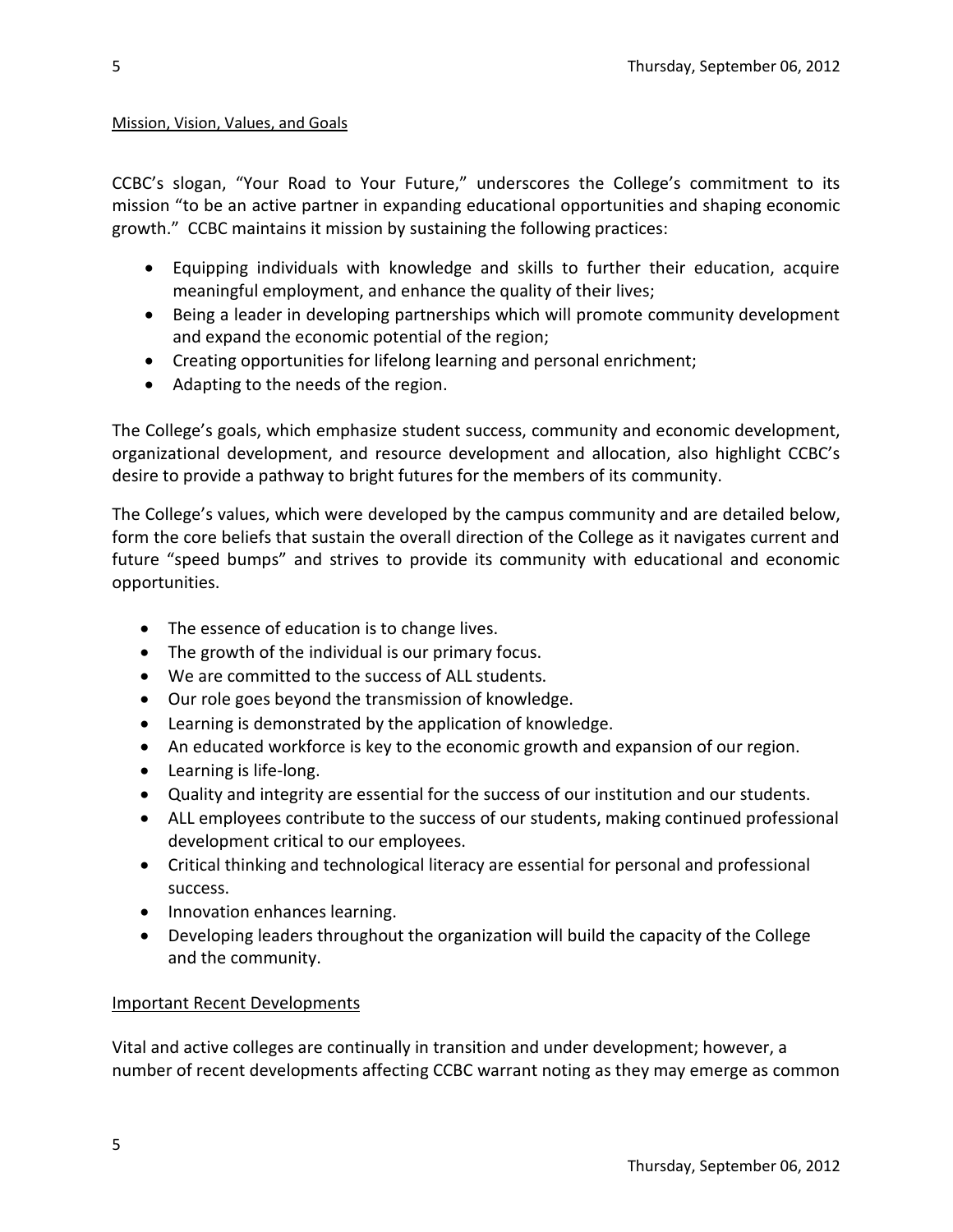## Mission, Vision, Values, and Goals

CCBC's slogan, "Your Road to Your Future," underscores the College's commitment to its mission "to be an active partner in expanding educational opportunities and shaping economic growth." CCBC maintains it mission by sustaining the following practices:

- Equipping individuals with knowledge and skills to further their education, acquire meaningful employment, and enhance the quality of their lives;
- Being a leader in developing partnerships which will promote community development and expand the economic potential of the region;
- Creating opportunities for lifelong learning and personal enrichment;
- Adapting to the needs of the region.

The College's goals, which emphasize student success, community and economic development, organizational development, and resource development and allocation, also highlight CCBC's desire to provide a pathway to bright futures for the members of its community.

The College's values, which were developed by the campus community and are detailed below, form the core beliefs that sustain the overall direction of the College as it navigates current and future "speed bumps" and strives to provide its community with educational and economic opportunities.

- The essence of education is to change lives.
- The growth of the individual is our primary focus.
- We are committed to the success of ALL students.
- Our role goes beyond the transmission of knowledge.
- Learning is demonstrated by the application of knowledge.
- An educated workforce is key to the economic growth and expansion of our region.
- Learning is life-long.
- Quality and integrity are essential for the success of our institution and our students.
- ALL employees contribute to the success of our students, making continued professional development critical to our employees.
- Critical thinking and technological literacy are essential for personal and professional success.
- Innovation enhances learning.
- Developing leaders throughout the organization will build the capacity of the College and the community.

## Important Recent Developments

Vital and active colleges are continually in transition and under development; however, a number of recent developments affecting CCBC warrant noting as they may emerge as common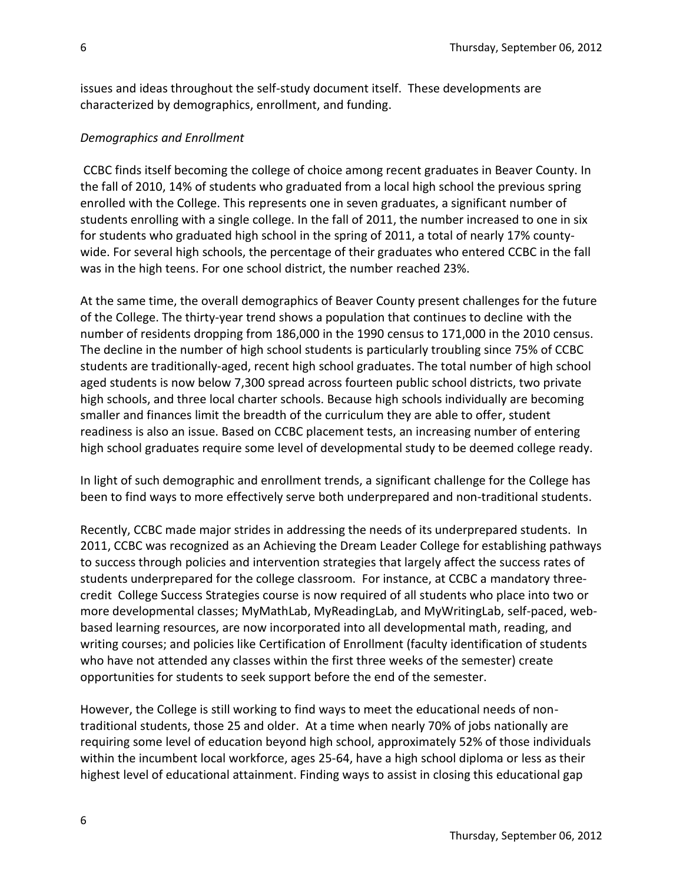issues and ideas throughout the self-study document itself. These developments are characterized by demographics, enrollment, and funding.

*Demographics and Enrollment*

CCBC finds itself becoming the college of choice among recent graduates in Beaver County. In the fall of 2010, 14% of students who graduated from a local high school the previous spring enrolled with the College. This represents one in seven graduates, a significant number of students enrolling with a single college. In the fall of 2011, the number increased to one in six for students who graduated high school in the spring of 2011, a total of nearly 17% county-wide. For several high schools, the percentage of their graduates who entered CCBC in the fall was in the high teens. For one school district, the number reached 23%.

At the same time, the overall demographics of Beaver County present challenges for the future of the College. The thirty-year trend shows a population that continues to decline with the number of residents dropping from 186,000 in the 1990 census to 171,000 in the 2010 census. The decline in the number of high school students is particularly troubling since 75% of CCBC students are traditionally-aged, recent high school graduates. The total number of high school aged students is now below 7,300 spread across fourteen public school districts, two private high schools, and three local charter schools. Because high schools individually are becoming smaller and finances limit the breadth of the curriculum they are able to offer, student readiness is also an issue. Based on CCBC placement tests, an increasing number of entering high school graduates require some level of developmental study to be deemed college ready.

In light of such demographic and enrollment trends, a significant challenge for the College has been to find ways to more effectively serve both underprepared and non-traditional students.

Recently, CCBC made major strides in addressing the needs of its underprepared students. In 2011, CCBC was recognized as an Achieving the Dream Leader College for establishing pathways to success through policies and intervention strategies that largely affect the success rates of students underprepared for the college classroom. For instance, at CCBC a mandatory three-credit College Success Strategies course is now required of all students who place into two or more developmental classes; MyMathLab, MyReadingLab, and MyWritingLab, self-paced, web-based learning resources, are now incorporated into all developmental math, reading, and writing courses; and policies like Certification of Enrollment (faculty identification of students who have not attended any classes within the first three weeks of the semester) create opportunities for students to seek support before the end of the semester.

However, the College is still working to find ways to meet the educational needs of non-traditional students, those 25 and older. At a time when nearly 70% of jobs nationally are requiring some level of education beyond high school, approximately 52% of those individuals within the incumbent local workforce, ages 25-64, have a high school diploma or less as their highest level of educational attainment. Finding ways to assist in closing this educational gap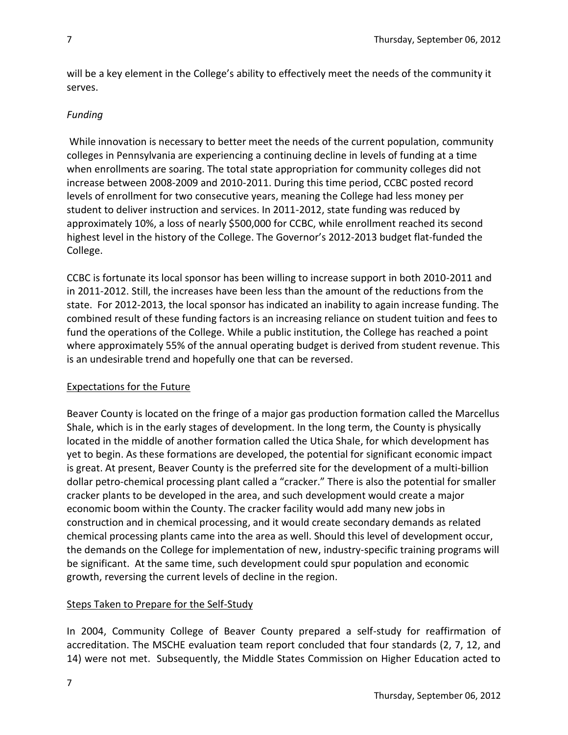will be a key element in the College's ability to effectively meet the needs of the community it serves.

### *Funding*

While innovation is necessary to better meet the needs of the current population, community colleges in Pennsylvania are experiencing a continuing decline in levels of funding at a time when enrollments are soaring. The total state appropriation for community colleges did not increase between 2008-2009 and 2010-2011. During this time period, CCBC posted record levels of enrollment for two consecutive years, meaning the College had less money per student to deliver instruction and services. In 2011-2012, state funding was reduced by approximately 10%, a loss of nearly $500,000 for CCBC, while enrollment reached its second highest level in the history of the College. The Governor's 2012-2013 budget flat-funded the College.

CCBC is fortunate its local sponsor has been willing to increase support in both 2010-2011 and in 2011-2012. Still, the increases have been less than the amount of the reductions from the state. For 2012-2013, the local sponsor has indicated an inability to again increase funding. The combined result of these funding factors is an increasing reliance on student tuition and fees to fund the operations of the College. While a public institution, the College has reached a point where approximately 55% of the annual operating budget is derived from student revenue. This is an undesirable trend and hopefully one that can be reversed.

## Expectations for the Future

Beaver County is located on the fringe of a major gas production formation called the Marcellus Shale, which is in the early stages of development. In the long term, the County is physically located in the middle of another formation called the Utica Shale, for which development has yet to begin. As these formations are developed, the potential for significant economic impact is great. At present, Beaver County is the preferred site for the development of a multi-billion dollar petro-chemical processing plant called a "cracker." There is also the potential for smaller cracker plants to be developed in the area, and such development would create a major economic boom within the County. The cracker facility would add many new jobs in construction and in chemical processing, and it would create secondary demands as related chemical processing plants came into the area as well. Should this level of development occur, the demands on the College for implementation of new, industry-specific training programs will be significant. At the same time, such development could spur population and economic growth, reversing the current levels of decline in the region.

## Steps Taken to Prepare for the Self-Study

In 2004, Community College of Beaver County prepared a self-study for reaffirmation of accreditation. The MSCHE evaluation team report concluded that four standards (2, 7, 12, and 14) were not met. Subsequently, the Middle States Commission on Higher Education acted to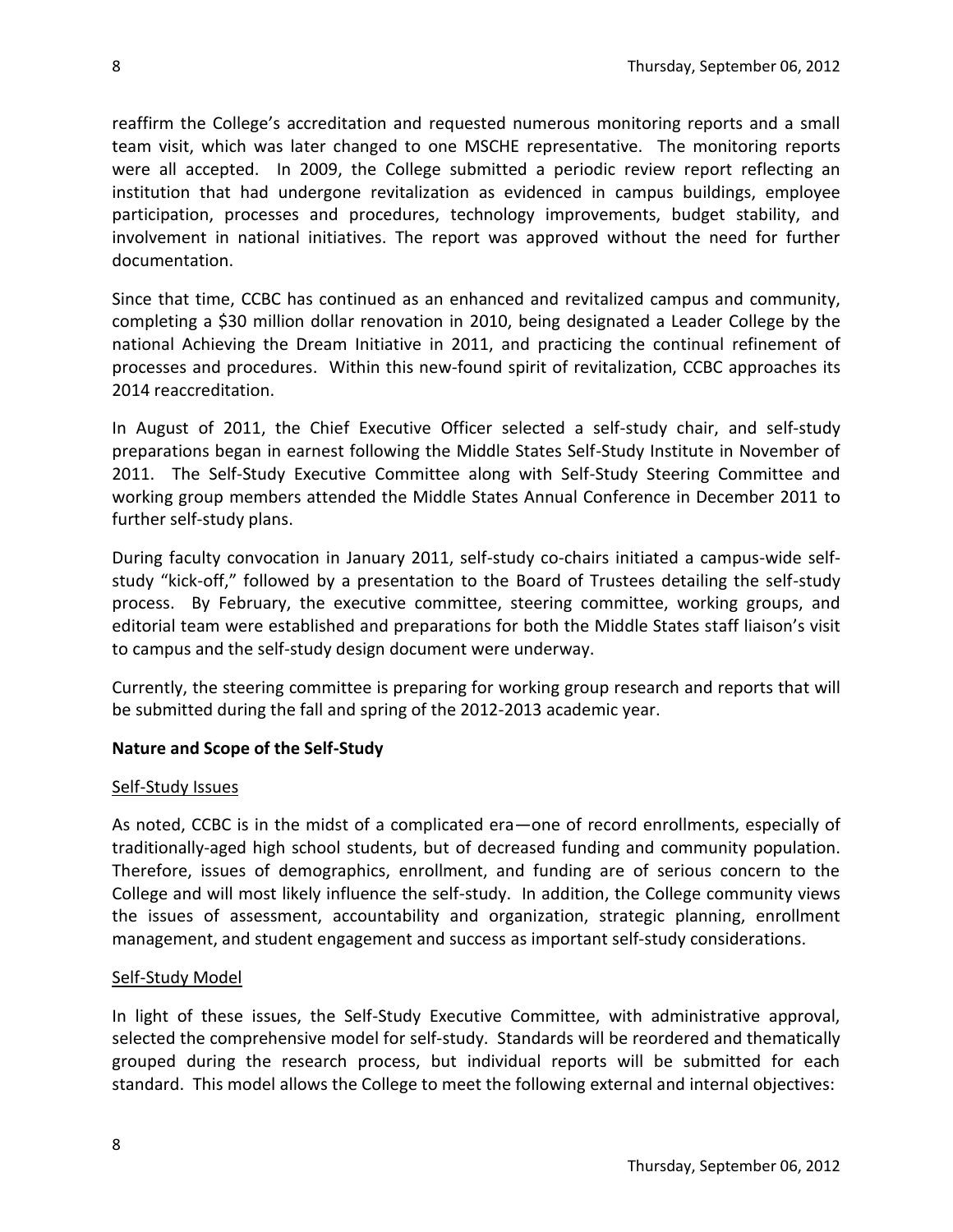reaffirm the College's accreditation and requested numerous monitoring reports and a small team visit, which was later changed to one MSCHE representative. The monitoring reports were all accepted. In 2009, the College submitted a periodic review report reflecting an institution that had undergone revitalization as evidenced in campus buildings, employee participation, processes and procedures, technology improvements, budget stability, and involvement in national initiatives. The report was approved without the need for further documentation.

Since that time, CCBC has continued as an enhanced and revitalized campus and community, completing a $30 million dollar renovation in 2010, being designated a Leader College by the national Achieving the Dream Initiative in 2011, and practicing the continual refinement of processes and procedures. Within this new-found spirit of revitalization, CCBC approaches its 2014 reaccreditation.

In August of 2011, the Chief Executive Officer selected a self-study chair, and self-study preparations began in earnest following the Middle States Self-Study Institute in November of 2011. The Self-Study Executive Committee along with Self-Study Steering Committee and working group members attended the Middle States Annual Conference in December 2011 to further self-study plans.

During faculty convocation in January 2011, self-study co-chairs initiated a campus-wide self-study "kick-off," followed by a presentation to the Board of Trustees detailing the self-study process. By February, the executive committee, steering committee, working groups, and editorial team were established and preparations for both the Middle States staff liaison's visit to campus and the self-study design document were underway.

Currently, the steering committee is preparing for working group research and reports that will be submitted during the fall and spring of the 2012-2013 academic year.

**Nature and Scope of the Self-Study**

Self-Study Issues

As noted, CCBC is in the midst of a complicated era—one of record enrollments, especially of traditionally-aged high school students, but of decreased funding and community population. Therefore, issues of demographics, enrollment, and funding are of serious concern to the College and will most likely influence the self-study. In addition, the College community views the issues of assessment, accountability and organization, strategic planning, enrollment management, and student engagement and success as important self-study considerations.

Self-Study Model

In light of these issues, the Self-Study Executive Committee, with administrative approval, selected the comprehensive model for self-study. Standards will be reordered and thematically grouped during the research process, but individual reports will be submitted for each standard. This model allows the College to meet the following external and internal objectives: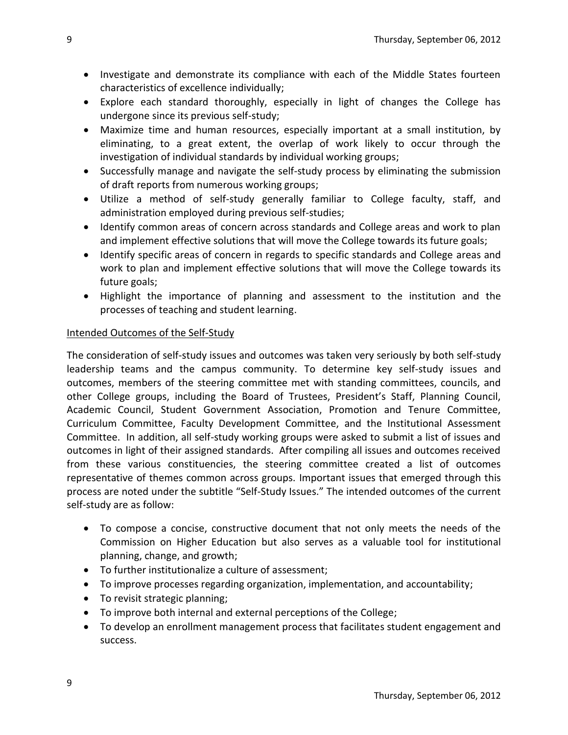- Investigate and demonstrate its compliance with each of the Middle States fourteen characteristics of excellence individually;
- Explore each standard thoroughly, especially in light of changes the College has undergone since its previous self-study;
- Maximize time and human resources, especially important at a small institution, by eliminating, to a great extent, the overlap of work likely to occur through the investigation of individual standards by individual working groups;
- Successfully manage and navigate the self-study process by eliminating the submission of draft reports from numerous working groups;
- Utilize a method of self-study generally familiar to College faculty, staff, and administration employed during previous self-studies;
- Identify common areas of concern across standards and College areas and work to plan and implement effective solutions that will move the College towards its future goals;
- Identify specific areas of concern in regards to specific standards and College areas and work to plan and implement effective solutions that will move the College towards its future goals;
- Highlight the importance of planning and assessment to the institution and the processes of teaching and student learning.

Intended Outcomes of the Self-Study

The consideration of self-study issues and outcomes was taken very seriously by both self-study leadership teams and the campus community. To determine key self-study issues and outcomes, members of the steering committee met with standing committees, councils, and other College groups, including the Board of Trustees, President's Staff, Planning Council, Academic Council, Student Government Association, Promotion and Tenure Committee, Curriculum Committee, Faculty Development Committee, and the Institutional Assessment Committee. In addition, all self-study working groups were asked to submit a list of issues and outcomes in light of their assigned standards. After compiling all issues and outcomes received from these various constituencies, the steering committee created a list of outcomes representative of themes common across groups. Important issues that emerged through this process are noted under the subtitle "Self-Study Issues." The intended outcomes of the current self-study are as follow:

- To compose a concise, constructive document that not only meets the needs of the Commission on Higher Education but also serves as a valuable tool for institutional planning, change, and growth;
- To further institutionalize a culture of assessment;
- To improve processes regarding organization, implementation, and accountability;
- To revisit strategic planning;
- To improve both internal and external perceptions of the College;
- To develop an enrollment management process that facilitates student engagement and success.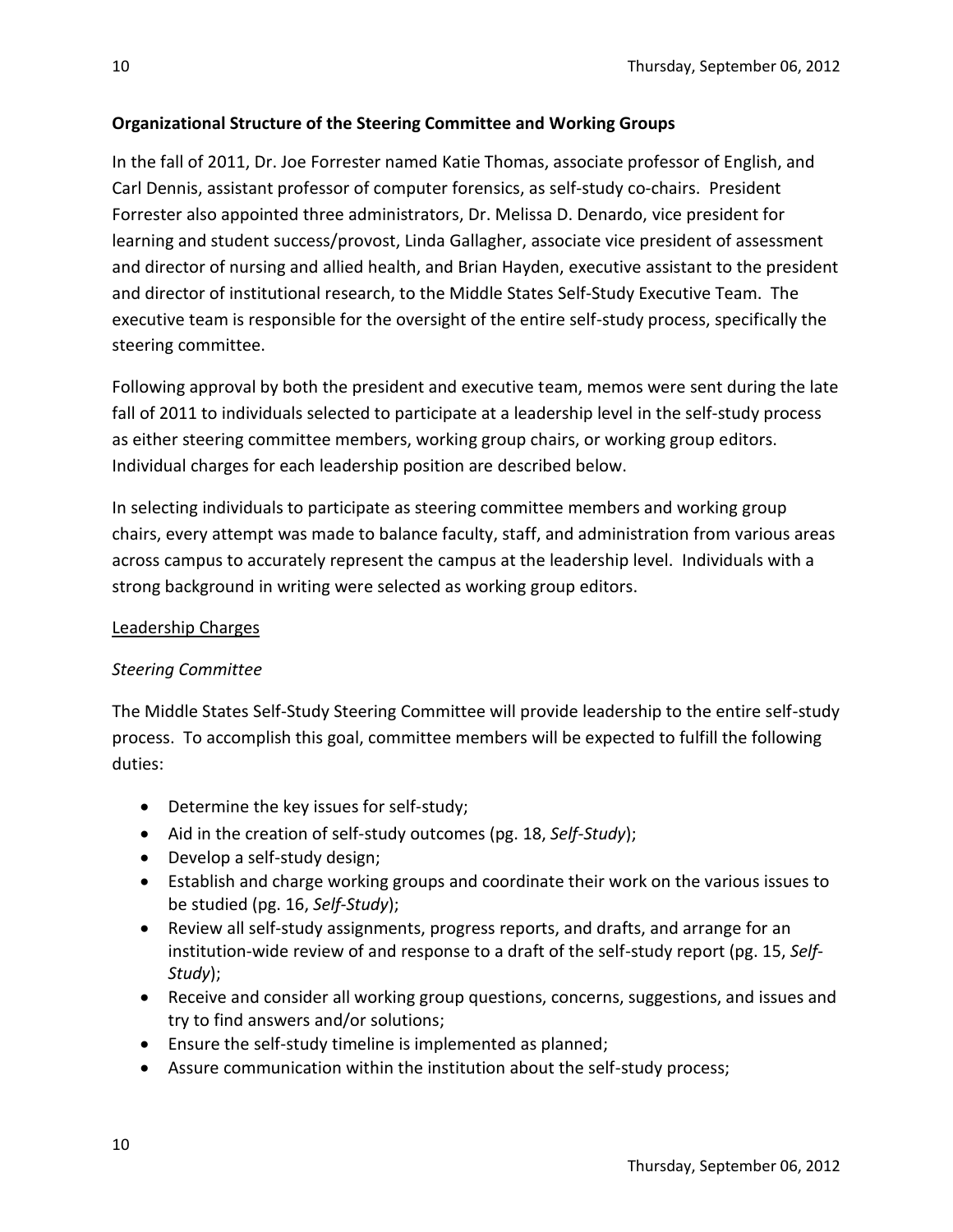**Organizational Structure of the Steering Committee and Working Groups**

In the fall of 2011, Dr. Joe Forrester named Katie Thomas, associate professor of English, and Carl Dennis, assistant professor of computer forensics, as self-study co-chairs. President Forrester also appointed three administrators, Dr. Melissa D. Denardo, vice president for learning and student success/provost, Linda Gallagher, associate vice president of assessment and director of nursing and allied health, and Brian Hayden, executive assistant to the president and director of institutional research, to the Middle States Self-Study Executive Team. The executive team is responsible for the oversight of the entire self-study process, specifically the steering committee.

Following approval by both the president and executive team, memos were sent during the late fall of 2011 to individuals selected to participate at a leadership level in the self-study process as either steering committee members, working group chairs, or working group editors. Individual charges for each leadership position are described below.

In selecting individuals to participate as steering committee members and working group chairs, every attempt was made to balance faculty, staff, and administration from various areas across campus to accurately represent the campus at the leadership level. Individuals with a strong background in writing were selected as working group editors.

<u>Leadership Charges</u>

*Steering Committee*

The Middle States Self-Study Steering Committee will provide leadership to the entire self-study process. To accomplish this goal, committee members will be expected to fulfill the following duties:

- Determine the key issues for self-study;
- Aid in the creation of self-study outcomes (pg. 18, *Self-Study*);
- Develop a self-study design;
- Establish and charge working groups and coordinate their work on the various issues to be studied (pg. 16, *Self-Study*);
- Review all self-study assignments, progress reports, and drafts, and arrange for an institution-wide review of and response to a draft of the self-study report (pg. 15, *Self-Study*);
- Receive and consider all working group questions, concerns, suggestions, and issues and try to find answers and/or solutions;
- Ensure the self-study timeline is implemented as planned;
- Assure communication within the institution about the self-study process;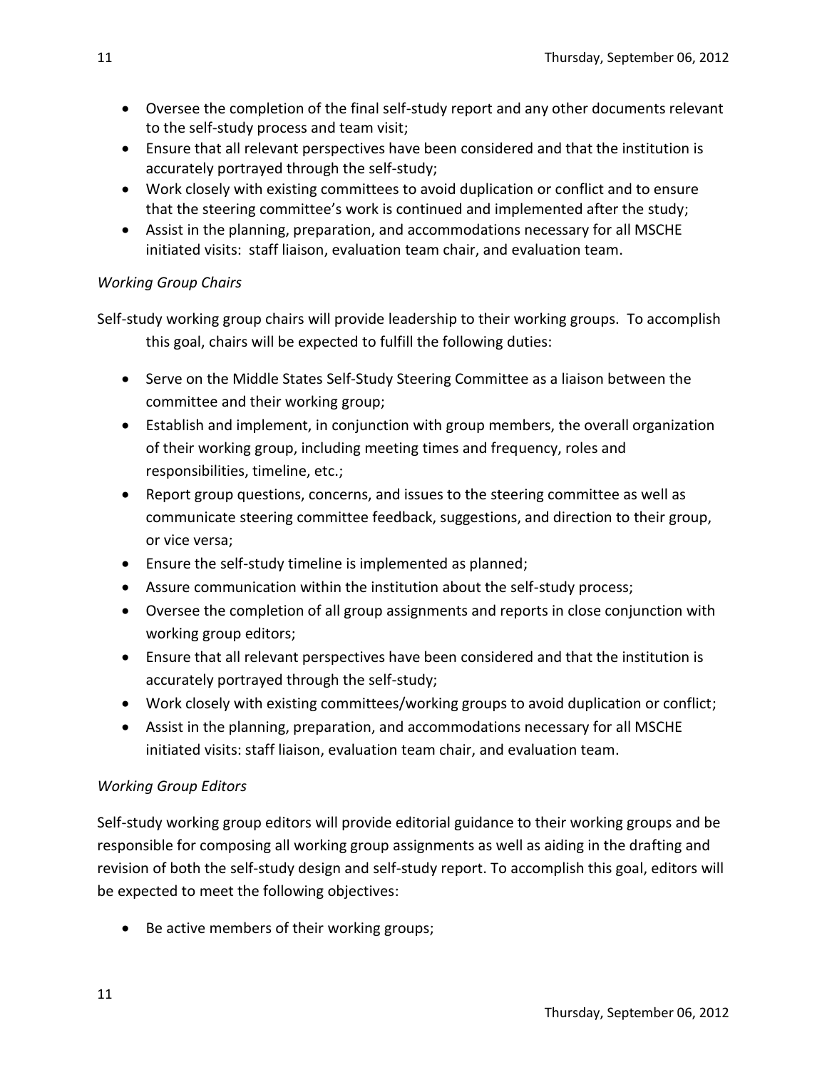- Oversee the completion of the final self-study report and any other documents relevant to the self-study process and team visit;
- Ensure that all relevant perspectives have been considered and that the institution is accurately portrayed through the self-study;
- Work closely with existing committees to avoid duplication or conflict and to ensure that the steering committee's work is continued and implemented after the study;
- Assist in the planning, preparation, and accommodations necessary for all MSCHE initiated visits: staff liaison, evaluation team chair, and evaluation team.

*Working Group Chairs*

Self-study working group chairs will provide leadership to their working groups. To accomplish this goal, chairs will be expected to fulfill the following duties:

- Serve on the Middle States Self-Study Steering Committee as a liaison between the committee and their working group;
- Establish and implement, in conjunction with group members, the overall organization of their working group, including meeting times and frequency, roles and responsibilities, timeline, etc.;
- Report group questions, concerns, and issues to the steering committee as well as communicate steering committee feedback, suggestions, and direction to their group, or vice versa;
- Ensure the self-study timeline is implemented as planned;
- Assure communication within the institution about the self-study process;
- Oversee the completion of all group assignments and reports in close conjunction with working group editors;
- Ensure that all relevant perspectives have been considered and that the institution is accurately portrayed through the self-study;
- Work closely with existing committees/working groups to avoid duplication or conflict;
- Assist in the planning, preparation, and accommodations necessary for all MSCHE initiated visits: staff liaison, evaluation team chair, and evaluation team.

*Working Group Editors*

Self-study working group editors will provide editorial guidance to their working groups and be responsible for composing all working group assignments as well as aiding in the drafting and revision of both the self-study design and self-study report. To accomplish this goal, editors will be expected to meet the following objectives:

- Be active members of their working groups;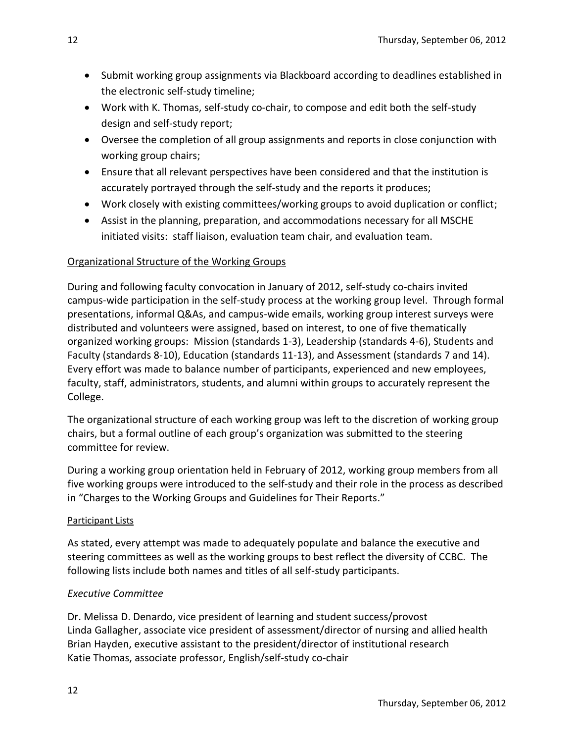- Submit working group assignments via Blackboard according to deadlines established in the electronic self-study timeline;
- Work with K. Thomas, self-study co-chair, to compose and edit both the self-study design and self-study report;
- Oversee the completion of all group assignments and reports in close conjunction with working group chairs;
- Ensure that all relevant perspectives have been considered and that the institution is accurately portrayed through the self-study and the reports it produces;
- Work closely with existing committees/working groups to avoid duplication or conflict;
- Assist in the planning, preparation, and accommodations necessary for all MSCHE initiated visits: staff liaison, evaluation team chair, and evaluation team.

<u>Organizational Structure of the Working Groups</u>

During and following faculty convocation in January of 2012, self-study co-chairs invited campus-wide participation in the self-study process at the working group level. Through formal presentations, informal Q&As, and campus-wide emails, working group interest surveys were distributed and volunteers were assigned, based on interest, to one of five thematically organized working groups: Mission (standards 1-3), Leadership (standards 4-6), Students and Faculty (standards 8-10), Education (standards 11-13), and Assessment (standards 7 and 14). Every effort was made to balance number of participants, experienced and new employees, faculty, staff, administrators, students, and alumni within groups to accurately represent the College.

The organizational structure of each working group was left to the discretion of working group chairs, but a formal outline of each group's organization was submitted to the steering committee for review.

During a working group orientation held in February of 2012, working group members from all five working groups were introduced to the self-study and their role in the process as described in "Charges to the Working Groups and Guidelines for Their Reports."

<u>Participant Lists</u>

As stated, every attempt was made to adequately populate and balance the executive and steering committees as well as the working groups to best reflect the diversity of CCBC. The following lists include both names and titles of all self-study participants.

*Executive Committee*

Dr. Melissa D. Denardo, vice president of learning and student success/provost
Linda Gallagher, associate vice president of assessment/director of nursing and allied health
Brian Hayden, executive assistant to the president/director of institutional research
Katie Thomas, associate professor, English/self-study co-chair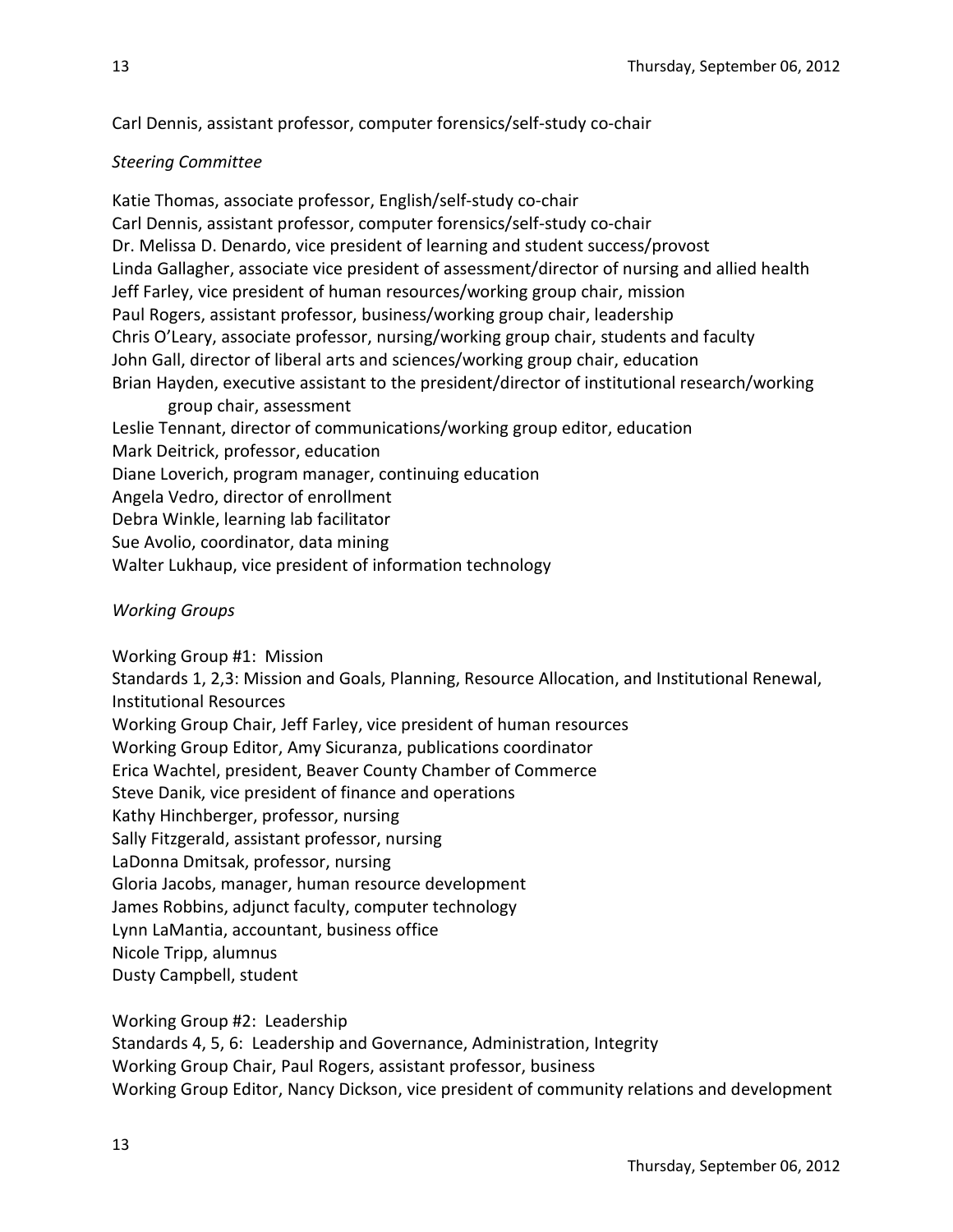Carl Dennis, assistant professor, computer forensics/self-study co-chair

*Steering Committee*

Katie Thomas, associate professor, English/self-study co-chair
Carl Dennis, assistant professor, computer forensics/self-study co-chair
Dr. Melissa D. Denardo, vice president of learning and student success/provost
Linda Gallagher, associate vice president of assessment/director of nursing and allied health
Jeff Farley, vice president of human resources/working group chair, mission
Paul Rogers, assistant professor, business/working group chair, leadership
Chris O'Leary, associate professor, nursing/working group chair, students and faculty
John Gall, director of liberal arts and sciences/working group chair, education
Brian Hayden, executive assistant to the president/director of institutional research/working group chair, assessment
Leslie Tennant, director of communications/working group editor, education
Mark Deitrick, professor, education
Diane Loverich, program manager, continuing education
Angela Vedro, director of enrollment
Debra Winkle, learning lab facilitator
Sue Avolio, coordinator, data mining
Walter Lukhaup, vice president of information technology

*Working Groups*

Working Group #1: Mission
Standards 1, 2,3: Mission and Goals, Planning, Resource Allocation, and Institutional Renewal, Institutional Resources
Working Group Chair, Jeff Farley, vice president of human resources
Working Group Editor, Amy Sicuranza, publications coordinator
Erica Wachtel, president, Beaver County Chamber of Commerce
Steve Danik, vice president of finance and operations
Kathy Hinchberger, professor, nursing
Sally Fitzgerald, assistant professor, nursing
LaDonna Dmitsak, professor, nursing
Gloria Jacobs, manager, human resource development
James Robbins, adjunct faculty, computer technology
Lynn LaMantia, accountant, business office
Nicole Tripp, alumnus
Dusty Campbell, student

Working Group #2: Leadership
Standards 4, 5, 6: Leadership and Governance, Administration, Integrity
Working Group Chair, Paul Rogers, assistant professor, business
Working Group Editor, Nancy Dickson, vice president of community relations and development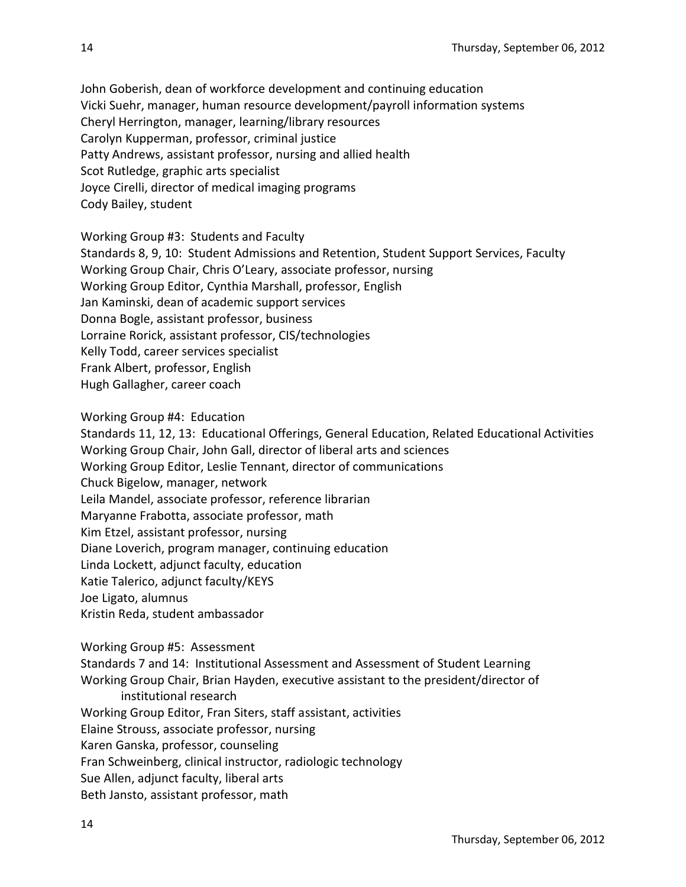John Goberish, dean of workforce development and continuing education  
Vicki Suehr, manager, human resource development/payroll information systems  
Cheryl Herrington, manager, learning/library resources  
Carolyn Kupperman, professor, criminal justice  
Patty Andrews, assistant professor, nursing and allied health  
Scot Rutledge, graphic arts specialist  
Joyce Cirelli, director of medical imaging programs  
Cody Bailey, student

Working Group #3: Students and Faculty  
Standards 8, 9, 10: Student Admissions and Retention, Student Support Services, Faculty  
Working Group Chair, Chris O'Leary, associate professor, nursing  
Working Group Editor, Cynthia Marshall, professor, English  
Jan Kaminski, dean of academic support services  
Donna Bogle, assistant professor, business  
Lorraine Rorick, assistant professor, CIS/technologies  
Kelly Todd, career services specialist  
Frank Albert, professor, English  
Hugh Gallagher, career coach

Working Group #4: Education  
Standards 11, 12, 13: Educational Offerings, General Education, Related Educational Activities  
Working Group Chair, John Gall, director of liberal arts and sciences  
Working Group Editor, Leslie Tennant, director of communications  
Chuck Bigelow, manager, network  
Leila Mandel, associate professor, reference librarian  
Maryanne Frabotta, associate professor, math  
Kim Etzel, assistant professor, nursing  
Diane Loverich, program manager, continuing education  
Linda Lockett, adjunct faculty, education  
Katie Talerico, adjunct faculty/KEYS  
Joe Ligato, alumnus  
Kristin Reda, student ambassador

Working Group #5: Assessment  
Standards 7 and 14: Institutional Assessment and Assessment of Student Learning  
Working Group Chair, Brian Hayden, executive assistant to the president/director of institutional research  
Working Group Editor, Fran Siters, staff assistant, activities  
Elaine Strouss, associate professor, nursing  
Karen Ganska, professor, counseling  
Fran Schweinberg, clinical instructor, radiologic technology  
Sue Allen, adjunct faculty, liberal arts  
Beth Jansto, assistant professor, math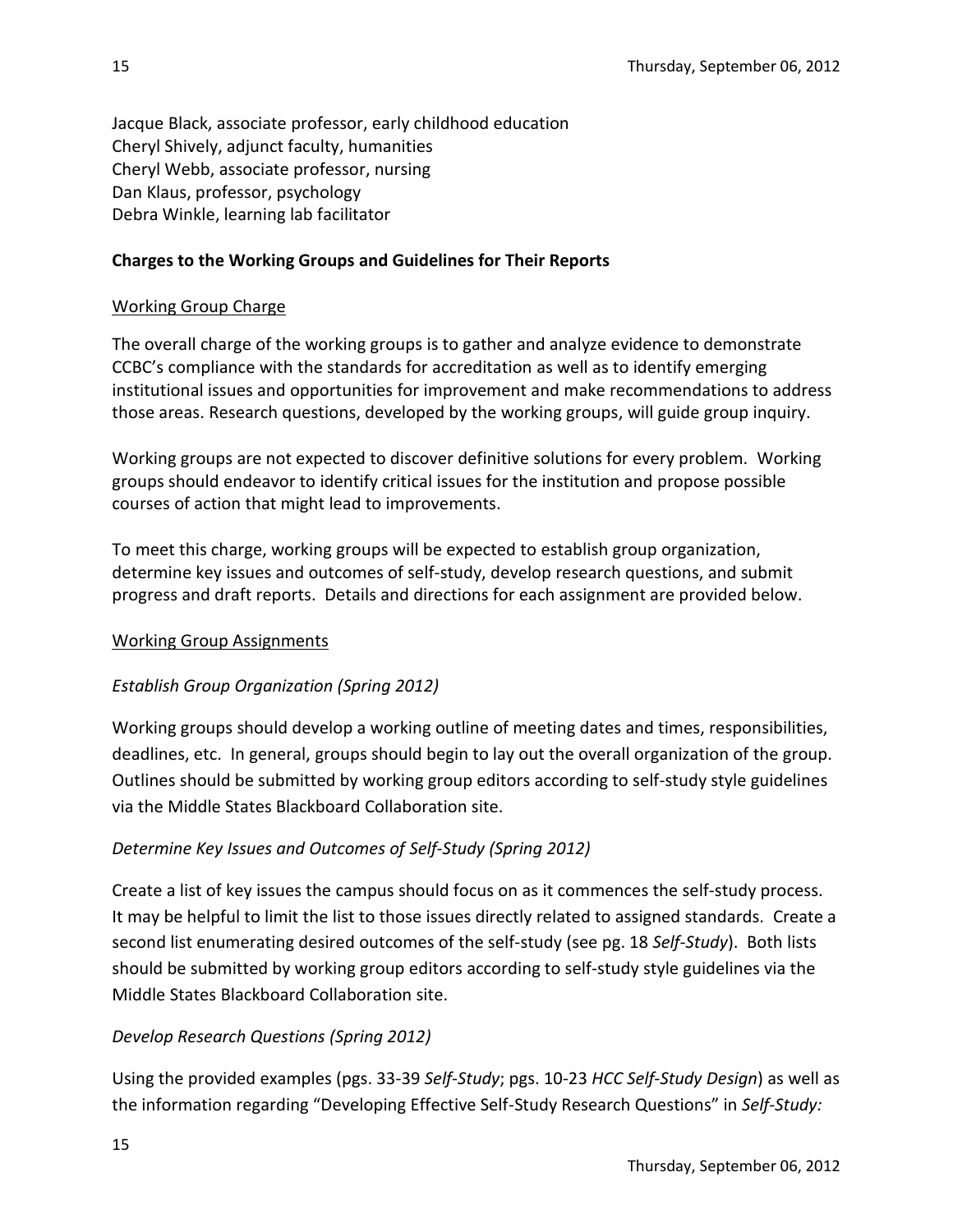Jacque Black, associate professor, early childhood education
Cheryl Shively, adjunct faculty, humanities
Cheryl Webb, associate professor, nursing
Dan Klaus, professor, psychology
Debra Winkle, learning lab facilitator

**Charges to the Working Groups and Guidelines for Their Reports**

<u>Working Group Charge</u>

The overall charge of the working groups is to gather and analyze evidence to demonstrate CCBC's compliance with the standards for accreditation as well as to identify emerging institutional issues and opportunities for improvement and make recommendations to address those areas. Research questions, developed by the working groups, will guide group inquiry.

Working groups are not expected to discover definitive solutions for every problem. Working groups should endeavor to identify critical issues for the institution and propose possible courses of action that might lead to improvements.

To meet this charge, working groups will be expected to establish group organization, determine key issues and outcomes of self-study, develop research questions, and submit progress and draft reports. Details and directions for each assignment are provided below.

<u>Working Group Assignments</u>

*Establish Group Organization (Spring 2012)*

Working groups should develop a working outline of meeting dates and times, responsibilities, deadlines, etc. In general, groups should begin to lay out the overall organization of the group. Outlines should be submitted by working group editors according to self-study style guidelines via the Middle States Blackboard Collaboration site.

*Determine Key Issues and Outcomes of Self-Study (Spring 2012)*

Create a list of key issues the campus should focus on as it commences the self-study process. It may be helpful to limit the list to those issues directly related to assigned standards. Create a second list enumerating desired outcomes of the self-study (see pg. 18 *Self-Study*). Both lists should be submitted by working group editors according to self-study style guidelines via the Middle States Blackboard Collaboration site.

*Develop Research Questions (Spring 2012)*

Using the provided examples (pgs. 33-39 *Self-Study*; pgs. 10-23 *HCC Self-Study Design*) as well as the information regarding "Developing Effective Self-Study Research Questions" in *Self-Study:*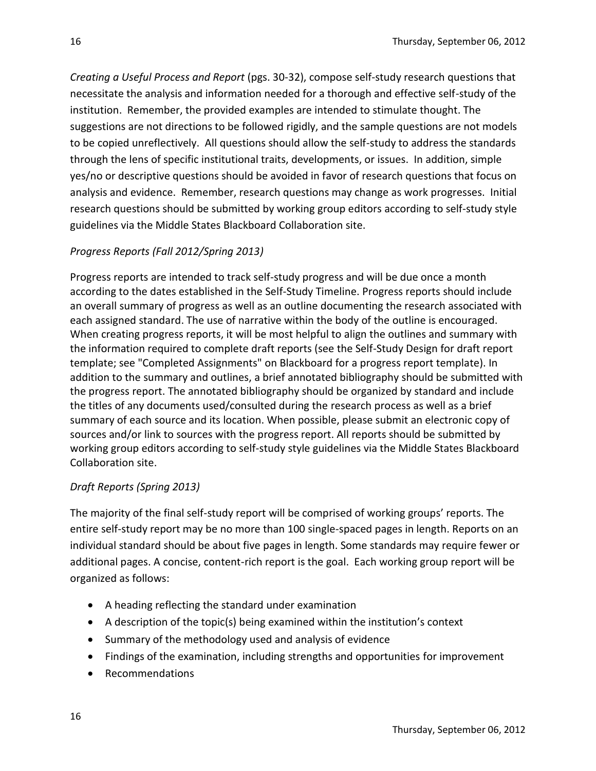*Creating a Useful Process and Report* (pgs. 30-32), compose self-study research questions that necessitate the analysis and information needed for a thorough and effective self-study of the institution. Remember, the provided examples are intended to stimulate thought. The suggestions are not directions to be followed rigidly, and the sample questions are not models to be copied unreflectively. All questions should allow the self-study to address the standards through the lens of specific institutional traits, developments, or issues. In addition, simple yes/no or descriptive questions should be avoided in favor of research questions that focus on analysis and evidence. Remember, research questions may change as work progresses. Initial research questions should be submitted by working group editors according to self-study style guidelines via the Middle States Blackboard Collaboration site.

*Progress Reports (Fall 2012/Spring 2013)*

Progress reports are intended to track self-study progress and will be due once a month according to the dates established in the Self-Study Timeline. Progress reports should include an overall summary of progress as well as an outline documenting the research associated with each assigned standard. The use of narrative within the body of the outline is encouraged. When creating progress reports, it will be most helpful to align the outlines and summary with the information required to complete draft reports (see the Self-Study Design for draft report template; see "Completed Assignments" on Blackboard for a progress report template). In addition to the summary and outlines, a brief annotated bibliography should be submitted with the progress report. The annotated bibliography should be organized by standard and include the titles of any documents used/consulted during the research process as well as a brief summary of each source and its location. When possible, please submit an electronic copy of sources and/or link to sources with the progress report. All reports should be submitted by working group editors according to self-study style guidelines via the Middle States Blackboard Collaboration site.

*Draft Reports (Spring 2013)*

The majority of the final self-study report will be comprised of working groups' reports. The entire self-study report may be no more than 100 single-spaced pages in length. Reports on an individual standard should be about five pages in length. Some standards may require fewer or additional pages. A concise, content-rich report is the goal. Each working group report will be organized as follows:

- A heading reflecting the standard under examination
- A description of the topic(s) being examined within the institution's context
- Summary of the methodology used and analysis of evidence
- Findings of the examination, including strengths and opportunities for improvement
- Recommendations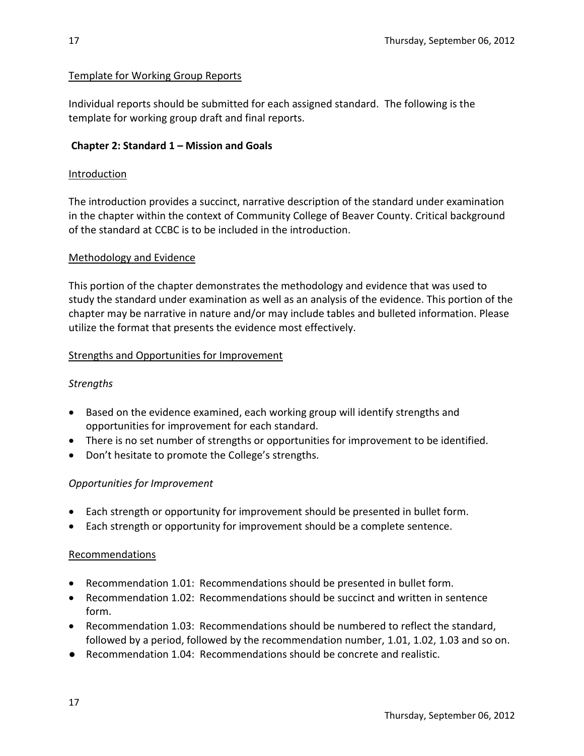Template for Working Group Reports

Individual reports should be submitted for each assigned standard. The following is the template for working group draft and final reports.

## Chapter 2: Standard 1 – Mission and Goals

### Introduction

The introduction provides a succinct, narrative description of the standard under examination in the chapter within the context of Community College of Beaver County. Critical background of the standard at CCBC is to be included in the introduction.

### Methodology and Evidence

This portion of the chapter demonstrates the methodology and evidence that was used to study the standard under examination as well as an analysis of the evidence. This portion of the chapter may be narrative in nature and/or may include tables and bulleted information. Please utilize the format that presents the evidence most effectively.

### Strengths and Opportunities for Improvement

*Strengths*

- Based on the evidence examined, each working group will identify strengths and opportunities for improvement for each standard.
- There is no set number of strengths or opportunities for improvement to be identified.
- Don't hesitate to promote the College's strengths.

*Opportunities for Improvement*

- Each strength or opportunity for improvement should be presented in bullet form.
- Each strength or opportunity for improvement should be a complete sentence.

### Recommendations

- Recommendation 1.01: Recommendations should be presented in bullet form.
- Recommendation 1.02: Recommendations should be succinct and written in sentence form.
- Recommendation 1.03: Recommendations should be numbered to reflect the standard, followed by a period, followed by the recommendation number, 1.01, 1.02, 1.03 and so on.
- Recommendation 1.04: Recommendations should be concrete and realistic.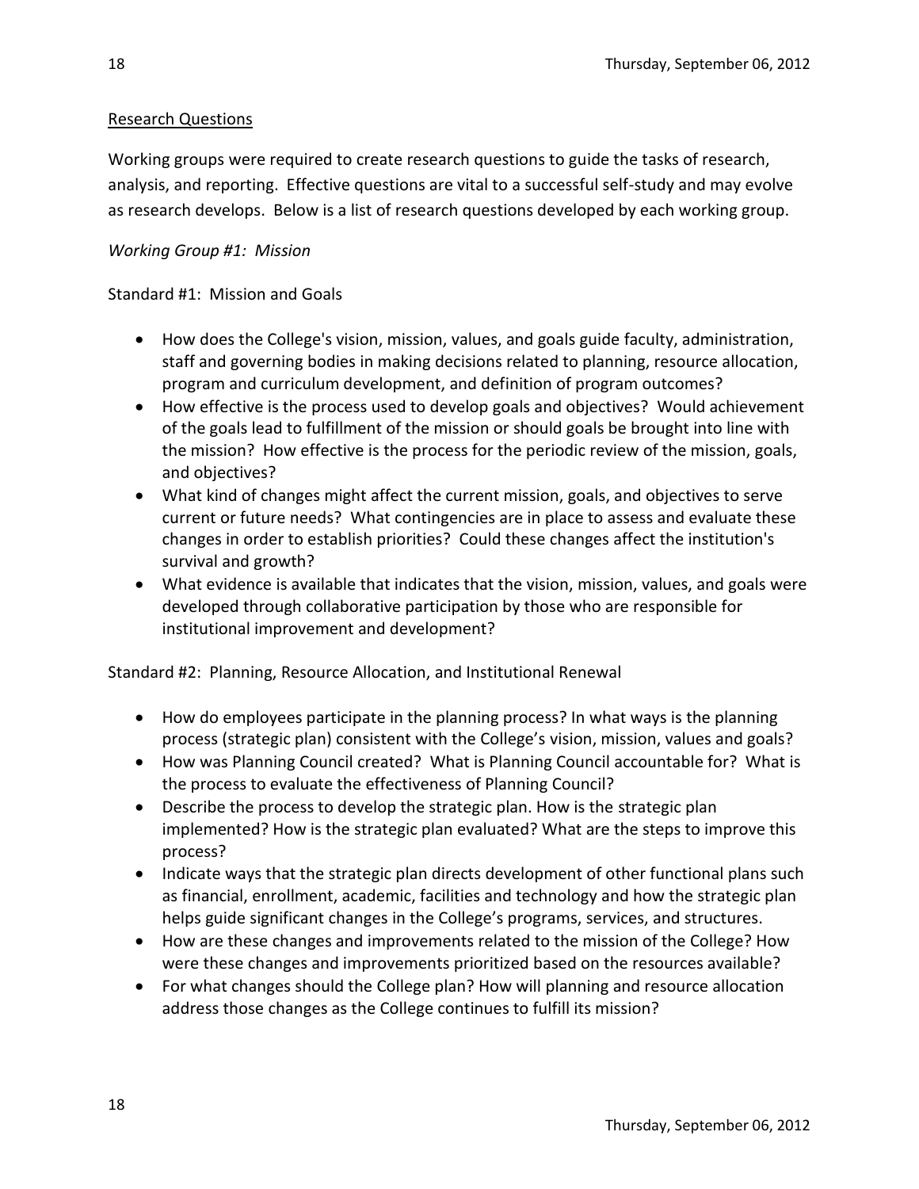## Research Questions

Working groups were required to create research questions to guide the tasks of research, analysis, and reporting. Effective questions are vital to a successful self-study and may evolve as research develops. Below is a list of research questions developed by each working group.

*Working Group #1: Mission*

Standard #1: Mission and Goals

- How does the College's vision, mission, values, and goals guide faculty, administration, staff and governing bodies in making decisions related to planning, resource allocation, program and curriculum development, and definition of program outcomes?
- How effective is the process used to develop goals and objectives? Would achievement of the goals lead to fulfillment of the mission or should goals be brought into line with the mission? How effective is the process for the periodic review of the mission, goals, and objectives?
- What kind of changes might affect the current mission, goals, and objectives to serve current or future needs? What contingencies are in place to assess and evaluate these changes in order to establish priorities? Could these changes affect the institution's survival and growth?
- What evidence is available that indicates that the vision, mission, values, and goals were developed through collaborative participation by those who are responsible for institutional improvement and development?

Standard #2: Planning, Resource Allocation, and Institutional Renewal

- How do employees participate in the planning process? In what ways is the planning process (strategic plan) consistent with the College's vision, mission, values and goals?
- How was Planning Council created? What is Planning Council accountable for? What is the process to evaluate the effectiveness of Planning Council?
- Describe the process to develop the strategic plan. How is the strategic plan implemented? How is the strategic plan evaluated? What are the steps to improve this process?
- Indicate ways that the strategic plan directs development of other functional plans such as financial, enrollment, academic, facilities and technology and how the strategic plan helps guide significant changes in the College's programs, services, and structures.
- How are these changes and improvements related to the mission of the College? How were these changes and improvements prioritized based on the resources available?
- For what changes should the College plan? How will planning and resource allocation address those changes as the College continues to fulfill its mission?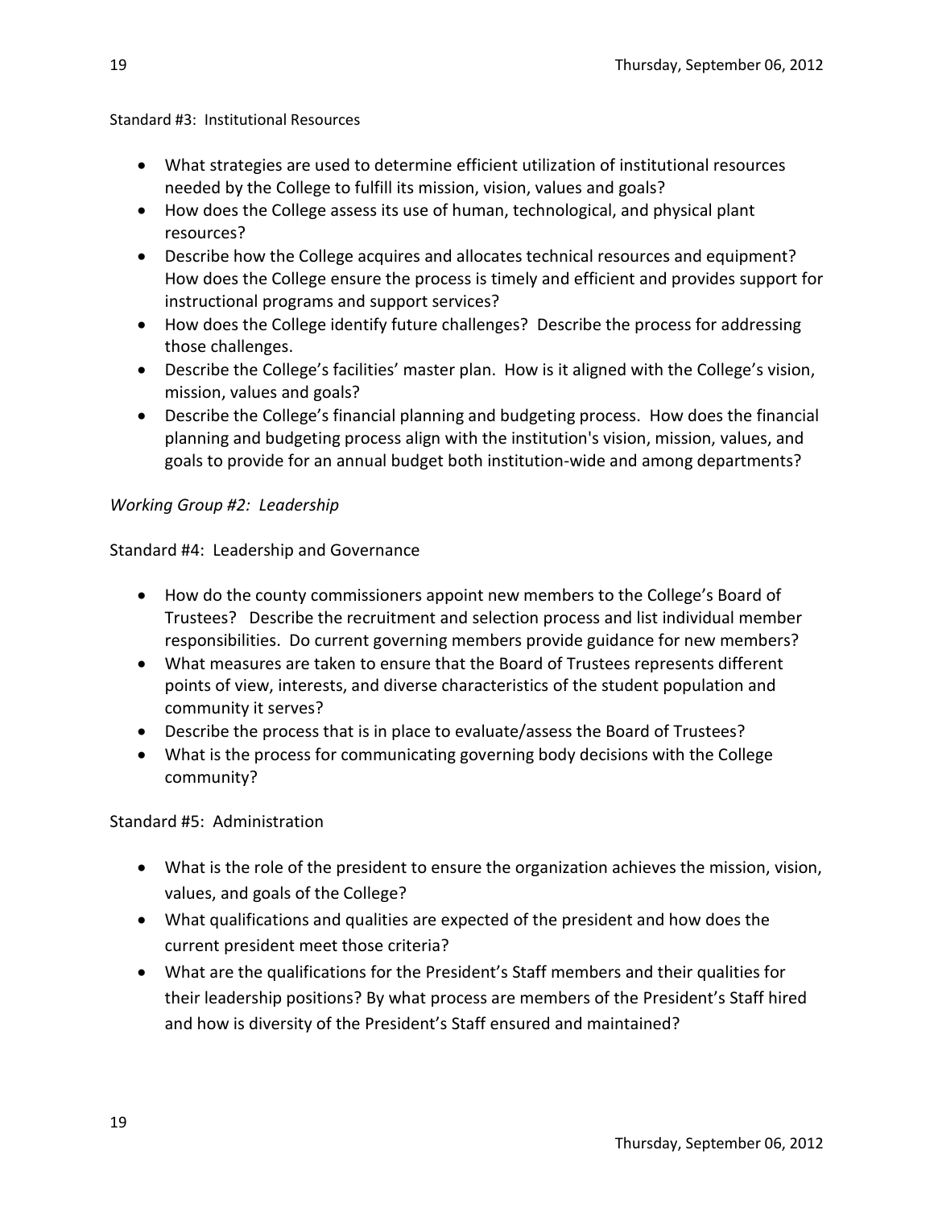Standard #3: Institutional Resources

- What strategies are used to determine efficient utilization of institutional resources needed by the College to fulfill its mission, vision, values and goals?
- How does the College assess its use of human, technological, and physical plant resources?
- Describe how the College acquires and allocates technical resources and equipment? How does the College ensure the process is timely and efficient and provides support for instructional programs and support services?
- How does the College identify future challenges? Describe the process for addressing those challenges.
- Describe the College's facilities' master plan. How is it aligned with the College's vision, mission, values and goals?
- Describe the College's financial planning and budgeting process. How does the financial planning and budgeting process align with the institution's vision, mission, values, and goals to provide for an annual budget both institution-wide and among departments?

*Working Group #2: Leadership*

Standard #4: Leadership and Governance

- How do the county commissioners appoint new members to the College's Board of Trustees? Describe the recruitment and selection process and list individual member responsibilities. Do current governing members provide guidance for new members?
- What measures are taken to ensure that the Board of Trustees represents different points of view, interests, and diverse characteristics of the student population and community it serves?
- Describe the process that is in place to evaluate/assess the Board of Trustees?
- What is the process for communicating governing body decisions with the College community?

Standard #5: Administration

- What is the role of the president to ensure the organization achieves the mission, vision, values, and goals of the College?
- What qualifications and qualities are expected of the president and how does the current president meet those criteria?
- What are the qualifications for the President's Staff members and their qualities for their leadership positions? By what process are members of the President's Staff hired and how is diversity of the President's Staff ensured and maintained?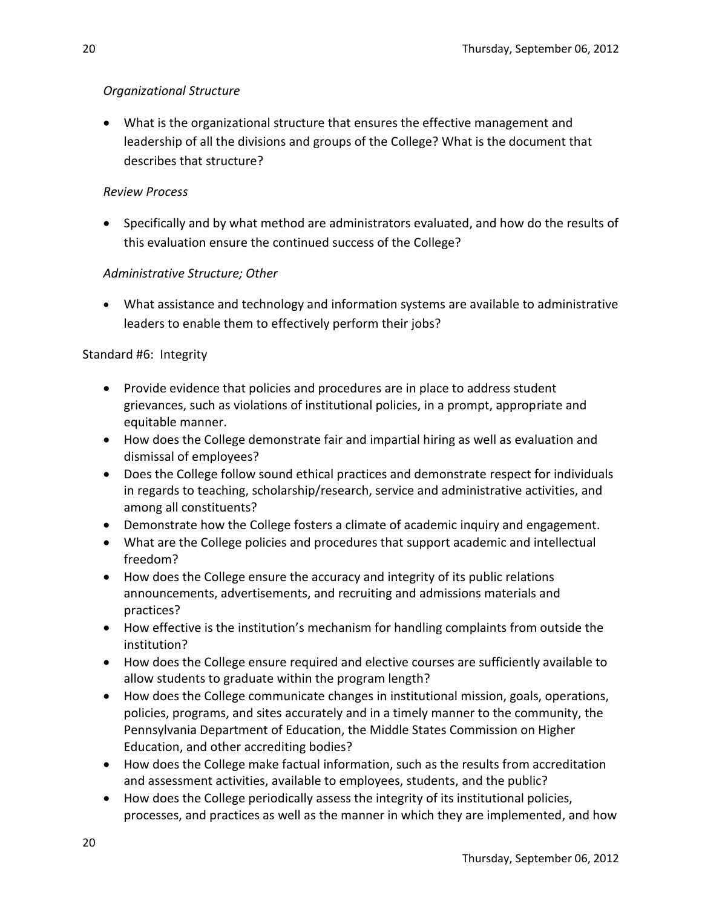*Organizational Structure*

- What is the organizational structure that ensures the effective management and leadership of all the divisions and groups of the College? What is the document that describes that structure?

*Review Process*

- Specifically and by what method are administrators evaluated, and how do the results of this evaluation ensure the continued success of the College?

*Administrative Structure; Other*

- What assistance and technology and information systems are available to administrative leaders to enable them to effectively perform their jobs?

Standard #6: Integrity

- Provide evidence that policies and procedures are in place to address student grievances, such as violations of institutional policies, in a prompt, appropriate and equitable manner.
- How does the College demonstrate fair and impartial hiring as well as evaluation and dismissal of employees?
- Does the College follow sound ethical practices and demonstrate respect for individuals in regards to teaching, scholarship/research, service and administrative activities, and among all constituents?
- Demonstrate how the College fosters a climate of academic inquiry and engagement.
- What are the College policies and procedures that support academic and intellectual freedom?
- How does the College ensure the accuracy and integrity of its public relations announcements, advertisements, and recruiting and admissions materials and practices?
- How effective is the institution's mechanism for handling complaints from outside the institution?
- How does the College ensure required and elective courses are sufficiently available to allow students to graduate within the program length?
- How does the College communicate changes in institutional mission, goals, operations, policies, programs, and sites accurately and in a timely manner to the community, the Pennsylvania Department of Education, the Middle States Commission on Higher Education, and other accrediting bodies?
- How does the College make factual information, such as the results from accreditation and assessment activities, available to employees, students, and the public?
- How does the College periodically assess the integrity of its institutional policies, processes, and practices as well as the manner in which they are implemented, and how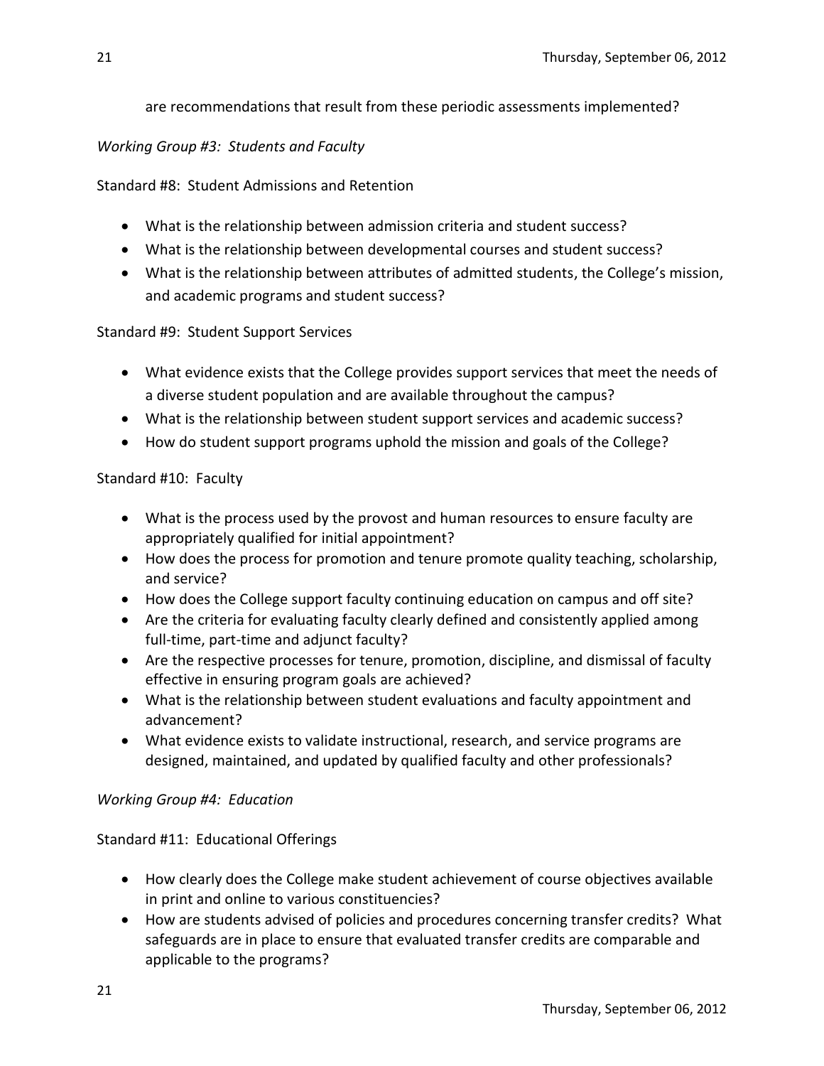are recommendations that result from these periodic assessments implemented?

*Working Group #3: Students and Faculty*

Standard #8: Student Admissions and Retention

- What is the relationship between admission criteria and student success?
- What is the relationship between developmental courses and student success?
- What is the relationship between attributes of admitted students, the College's mission, and academic programs and student success?

Standard #9: Student Support Services

- What evidence exists that the College provides support services that meet the needs of a diverse student population and are available throughout the campus?
- What is the relationship between student support services and academic success?
- How do student support programs uphold the mission and goals of the College?

Standard #10: Faculty

- What is the process used by the provost and human resources to ensure faculty are appropriately qualified for initial appointment?
- How does the process for promotion and tenure promote quality teaching, scholarship, and service?
- How does the College support faculty continuing education on campus and off site?
- Are the criteria for evaluating faculty clearly defined and consistently applied among full-time, part-time and adjunct faculty?
- Are the respective processes for tenure, promotion, discipline, and dismissal of faculty effective in ensuring program goals are achieved?
- What is the relationship between student evaluations and faculty appointment and advancement?
- What evidence exists to validate instructional, research, and service programs are designed, maintained, and updated by qualified faculty and other professionals?

*Working Group #4: Education*

Standard #11: Educational Offerings

- How clearly does the College make student achievement of course objectives available in print and online to various constituencies?
- How are students advised of policies and procedures concerning transfer credits? What safeguards are in place to ensure that evaluated transfer credits are comparable and applicable to the programs?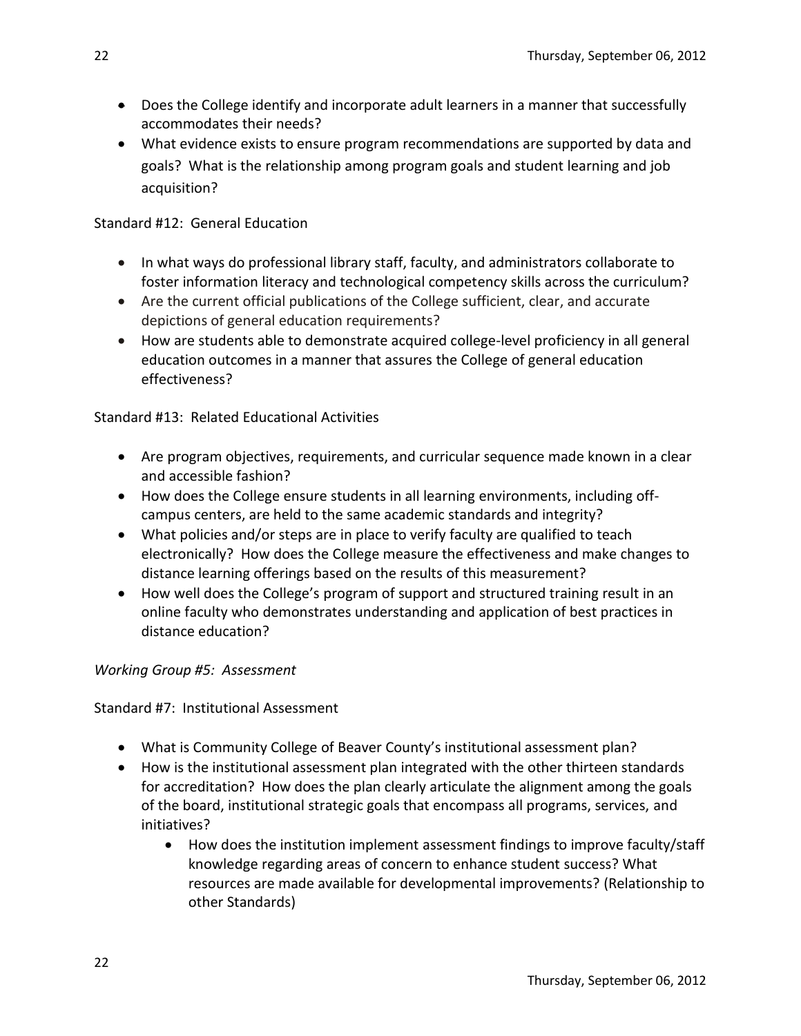- Does the College identify and incorporate adult learners in a manner that successfully accommodates their needs?
- What evidence exists to ensure program recommendations are supported by data and goals? What is the relationship among program goals and student learning and job acquisition?

Standard #12: General Education

- In what ways do professional library staff, faculty, and administrators collaborate to foster information literacy and technological competency skills across the curriculum?
- Are the current official publications of the College sufficient, clear, and accurate depictions of general education requirements?
- How are students able to demonstrate acquired college-level proficiency in all general education outcomes in a manner that assures the College of general education effectiveness?

Standard #13: Related Educational Activities

- Are program objectives, requirements, and curricular sequence made known in a clear and accessible fashion?
- How does the College ensure students in all learning environments, including off-campus centers, are held to the same academic standards and integrity?
- What policies and/or steps are in place to verify faculty are qualified to teach electronically? How does the College measure the effectiveness and make changes to distance learning offerings based on the results of this measurement?
- How well does the College's program of support and structured training result in an online faculty who demonstrates understanding and application of best practices in distance education?

*Working Group #5: Assessment*

Standard #7: Institutional Assessment

- What is Community College of Beaver County's institutional assessment plan?
- How is the institutional assessment plan integrated with the other thirteen standards for accreditation? How does the plan clearly articulate the alignment among the goals of the board, institutional strategic goals that encompass all programs, services, and initiatives?
    - How does the institution implement assessment findings to improve faculty/staff knowledge regarding areas of concern to enhance student success? What resources are made available for developmental improvements? (Relationship to other Standards)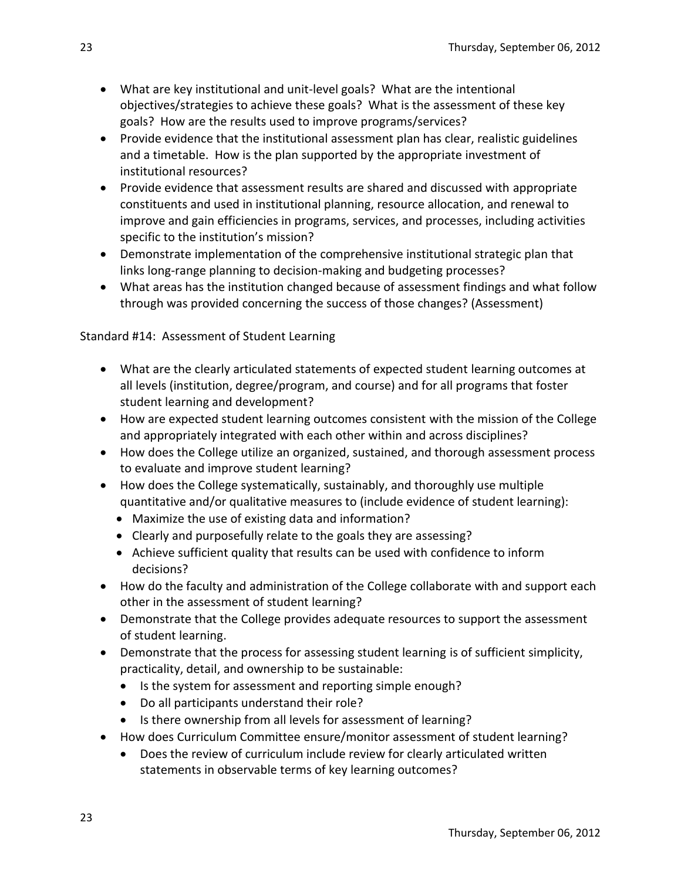- What are key institutional and unit-level goals? What are the intentional objectives/strategies to achieve these goals? What is the assessment of these key goals? How are the results used to improve programs/services?
- Provide evidence that the institutional assessment plan has clear, realistic guidelines and a timetable. How is the plan supported by the appropriate investment of institutional resources?
- Provide evidence that assessment results are shared and discussed with appropriate constituents and used in institutional planning, resource allocation, and renewal to improve and gain efficiencies in programs, services, and processes, including activities specific to the institution's mission?
- Demonstrate implementation of the comprehensive institutional strategic plan that links long-range planning to decision-making and budgeting processes?
- What areas has the institution changed because of assessment findings and what follow through was provided concerning the success of those changes? (Assessment)

Standard #14: Assessment of Student Learning

- What are the clearly articulated statements of expected student learning outcomes at all levels (institution, degree/program, and course) and for all programs that foster student learning and development?
- How are expected student learning outcomes consistent with the mission of the College and appropriately integrated with each other within and across disciplines?
- How does the College utilize an organized, sustained, and thorough assessment process to evaluate and improve student learning?
- How does the College systematically, sustainably, and thoroughly use multiple quantitative and/or qualitative measures to (include evidence of student learning):
  - Maximize the use of existing data and information?
  - Clearly and purposefully relate to the goals they are assessing?
  - Achieve sufficient quality that results can be used with confidence to inform decisions?
- How do the faculty and administration of the College collaborate with and support each other in the assessment of student learning?
- Demonstrate that the College provides adequate resources to support the assessment of student learning.
- Demonstrate that the process for assessing student learning is of sufficient simplicity, practicality, detail, and ownership to be sustainable:
  - Is the system for assessment and reporting simple enough?
  - Do all participants understand their role?
  - Is there ownership from all levels for assessment of learning?
- How does Curriculum Committee ensure/monitor assessment of student learning?
  - Does the review of curriculum include review for clearly articulated written statements in observable terms of key learning outcomes?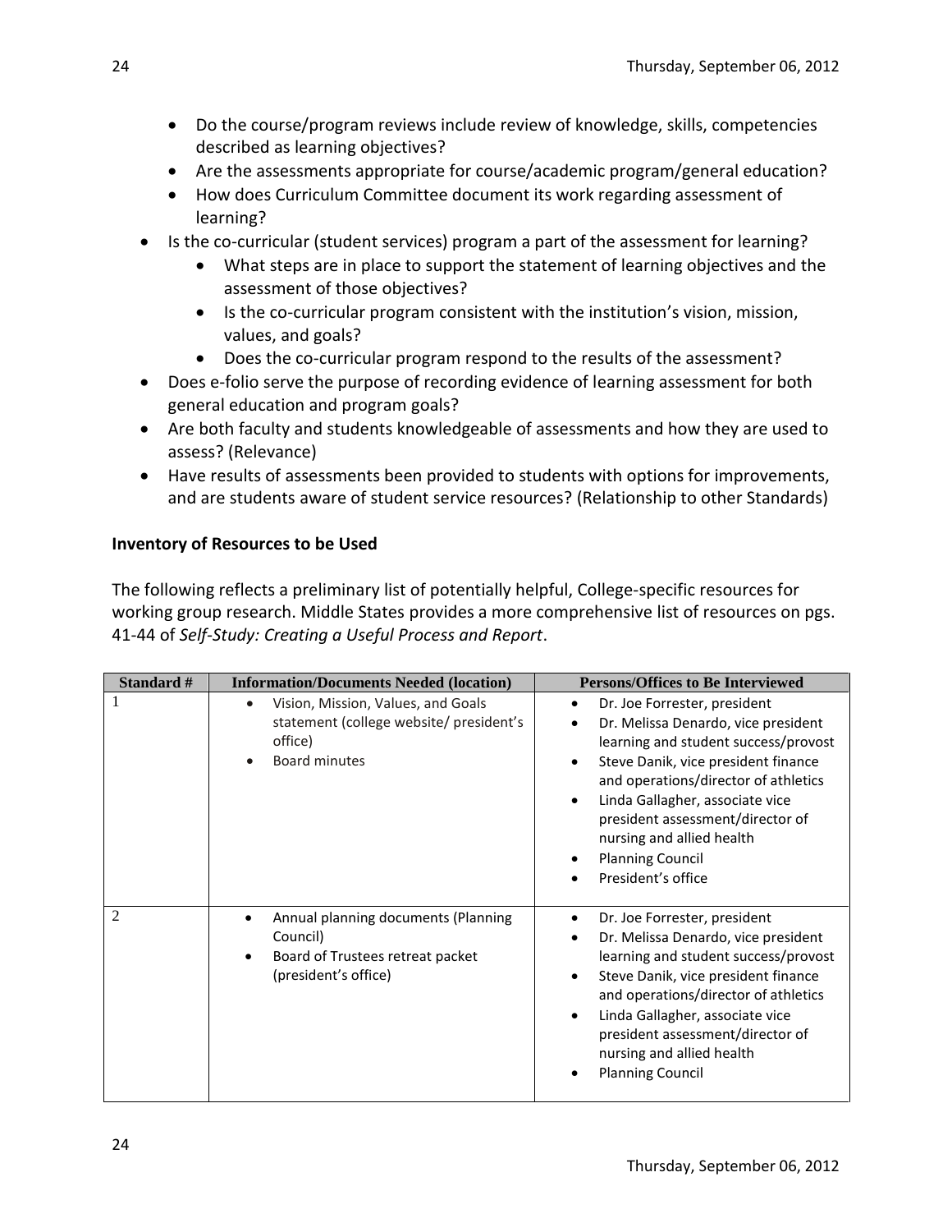- Do the course/program reviews include review of knowledge, skills, competencies described as learning objectives?
  - Are the assessments appropriate for course/academic program/general education?
  - How does Curriculum Committee document its work regarding assessment of learning?
- Is the co-curricular (student services) program a part of the assessment for learning?
  - What steps are in place to support the statement of learning objectives and the assessment of those objectives?
  - Is the co-curricular program consistent with the institution's vision, mission, values, and goals?
  - Does the co-curricular program respond to the results of the assessment?
- Does e-folio serve the purpose of recording evidence of learning assessment for both general education and program goals?
- Are both faculty and students knowledgeable of assessments and how they are used to assess? (Relevance)
- Have results of assessments been provided to students with options for improvements, and are students aware of student service resources? (Relationship to other Standards)

**Inventory of Resources to be Used**

The following reflects a preliminary list of potentially helpful, College-specific resources for working group research. Middle States provides a more comprehensive list of resources on pgs. 41-44 of *Self-Study: Creating a Useful Process and Report*.

| Standard # | Information/Documents Needed (location) | Persons/Offices to Be Interviewed |
|---|---|---|
| 1 | • Vision, Mission, Values, and Goals statement (college website/ president's office)<br>• Board minutes | • Dr. Joe Forrester, president<br>• Dr. Melissa Denardo, vice president learning and student success/provost<br>• Steve Danik, vice president finance and operations/director of athletics<br>• Linda Gallagher, associate vice president assessment/director of nursing and allied health<br>• Planning Council<br>• President's office |
| 2 | • Annual planning documents (Planning Council)<br>• Board of Trustees retreat packet (president's office) | • Dr. Joe Forrester, president<br>• Dr. Melissa Denardo, vice president learning and student success/provost<br>• Steve Danik, vice president finance and operations/director of athletics<br>• Linda Gallagher, associate vice president assessment/director of nursing and allied health<br>• Planning Council |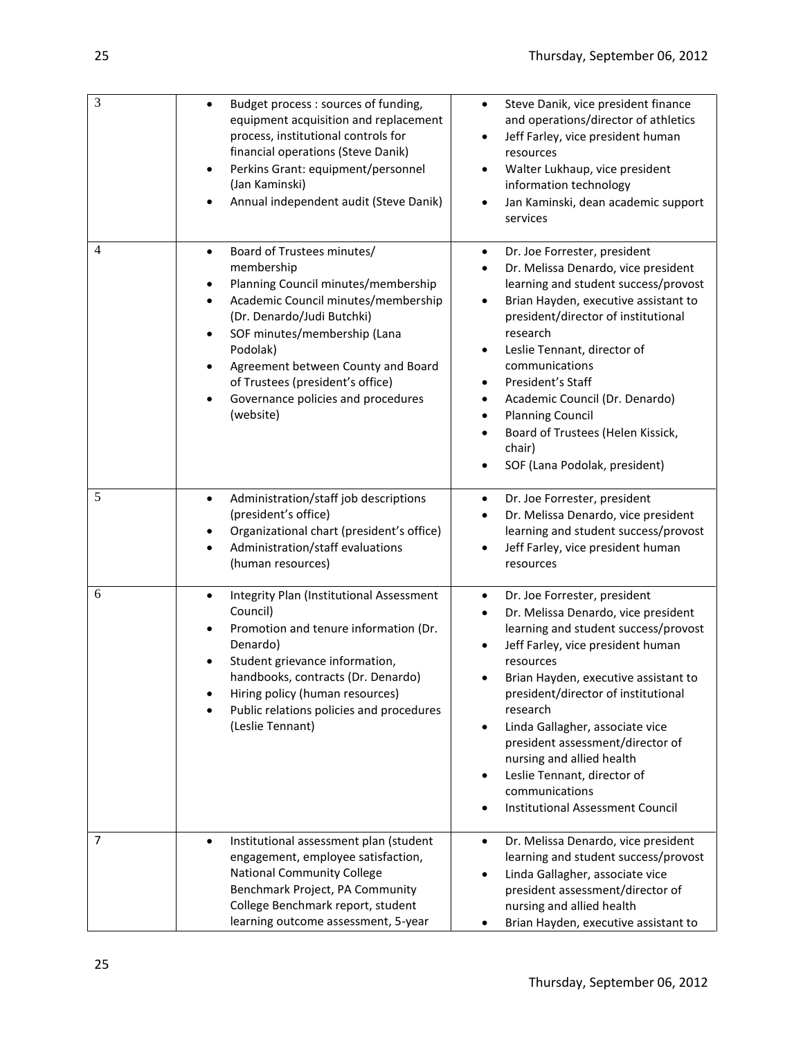| | | |
|---|---|---|
| 3 | • Budget process : sources of funding, equipment acquisition and replacement process, institutional controls for financial operations (Steve Danik)<br>• Perkins Grant: equipment/personnel (Jan Kaminski)<br>• Annual independent audit (Steve Danik) | • Steve Danik, vice president finance and operations/director of athletics<br>• Jeff Farley, vice president human resources<br>• Walter Lukhaup, vice president information technology<br>• Jan Kaminski, dean academic support services |
| 4 | • Board of Trustees minutes/ membership<br>• Planning Council minutes/membership<br>• Academic Council minutes/membership (Dr. Denardo/Judi Butchki)<br>• SOF minutes/membership (Lana Podolak)<br>• Agreement between County and Board of Trustees (president's office)<br>• Governance policies and procedures (website) | • Dr. Joe Forrester, president<br>• Dr. Melissa Denardo, vice president learning and student success/provost<br>• Brian Hayden, executive assistant to president/director of institutional research<br>• Leslie Tennant, director of communications<br>• President's Staff<br>• Academic Council (Dr. Denardo)<br>• Planning Council<br>• Board of Trustees (Helen Kissick, chair)<br>• SOF (Lana Podolak, president) |
| 5 | • Administration/staff job descriptions (president's office)<br>• Organizational chart (president's office)<br>• Administration/staff evaluations (human resources) | • Dr. Joe Forrester, president<br>• Dr. Melissa Denardo, vice president learning and student success/provost<br>• Jeff Farley, vice president human resources |
| 6 | • Integrity Plan (Institutional Assessment Council)<br>• Promotion and tenure information (Dr. Denardo)<br>• Student grievance information, handbooks, contracts (Dr. Denardo)<br>• Hiring policy (human resources)<br>• Public relations policies and procedures (Leslie Tennant) | • Dr. Joe Forrester, president<br>• Dr. Melissa Denardo, vice president learning and student success/provost<br>• Jeff Farley, vice president human resources<br>• Brian Hayden, executive assistant to president/director of institutional research<br>• Linda Gallagher, associate vice president assessment/director of nursing and allied health<br>• Leslie Tennant, director of communications<br>• Institutional Assessment Council |
| 7 | • Institutional assessment plan (student engagement, employee satisfaction, National Community College Benchmark Project, PA Community College Benchmark report, student learning outcome assessment, 5-year | • Dr. Melissa Denardo, vice president learning and student success/provost<br>• Linda Gallagher, associate vice president assessment/director of nursing and allied health<br>• Brian Hayden, executive assistant to |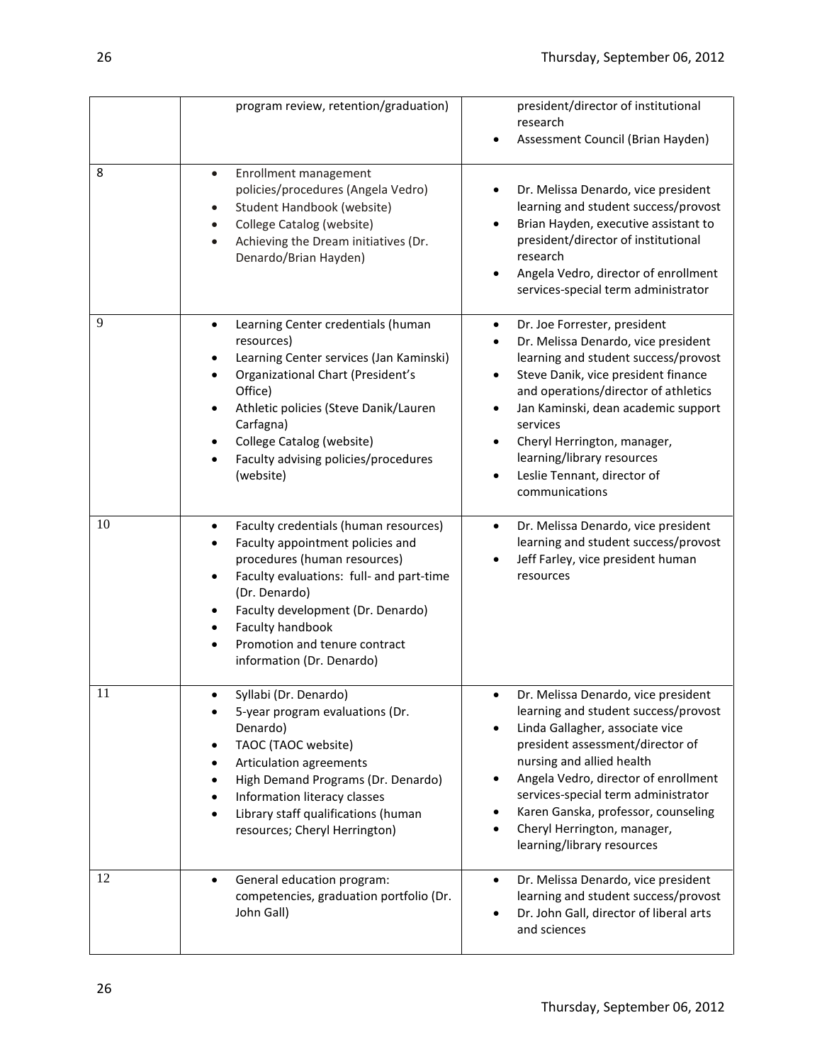| | | |
|---|---|---|
| | program review, retention/graduation) | president/director of institutional research<br>• Assessment Council (Brian Hayden) |
| 8 | • Enrollment management policies/procedures (Angela Vedro)<br>• Student Handbook (website)<br>• College Catalog (website)<br>• Achieving the Dream initiatives (Dr. Denardo/Brian Hayden) | • Dr. Melissa Denardo, vice president learning and student success/provost<br>• Brian Hayden, executive assistant to president/director of institutional research<br>• Angela Vedro, director of enrollment services-special term administrator |
| 9 | • Learning Center credentials (human resources)<br>• Learning Center services (Jan Kaminski)<br>• Organizational Chart (President's Office)<br>• Athletic policies (Steve Danik/Lauren Carfagna)<br>• College Catalog (website)<br>• Faculty advising policies/procedures (website) | • Dr. Joe Forrester, president<br>• Dr. Melissa Denardo, vice president learning and student success/provost<br>• Steve Danik, vice president finance and operations/director of athletics<br>• Jan Kaminski, dean academic support services<br>• Cheryl Herrington, manager, learning/library resources<br>• Leslie Tennant, director of communications |
| 10 | • Faculty credentials (human resources)<br>• Faculty appointment policies and procedures (human resources)<br>• Faculty evaluations: full- and part-time (Dr. Denardo)<br>• Faculty development (Dr. Denardo)<br>• Faculty handbook<br>• Promotion and tenure contract information (Dr. Denardo) | • Dr. Melissa Denardo, vice president learning and student success/provost<br>• Jeff Farley, vice president human resources |
| 11 | • Syllabi (Dr. Denardo)<br>• 5-year program evaluations (Dr. Denardo)<br>• TAOC (TAOC website)<br>• Articulation agreements<br>• High Demand Programs (Dr. Denardo)<br>• Information literacy classes<br>• Library staff qualifications (human resources; Cheryl Herrington) | • Dr. Melissa Denardo, vice president learning and student success/provost<br>• Linda Gallagher, associate vice president assessment/director of nursing and allied health<br>• Angela Vedro, director of enrollment services-special term administrator<br>• Karen Ganska, professor, counseling<br>• Cheryl Herrington, manager, learning/library resources |
| 12 | • General education program: competencies, graduation portfolio (Dr. John Gall) | • Dr. Melissa Denardo, vice president learning and student success/provost<br>• Dr. John Gall, director of liberal arts and sciences |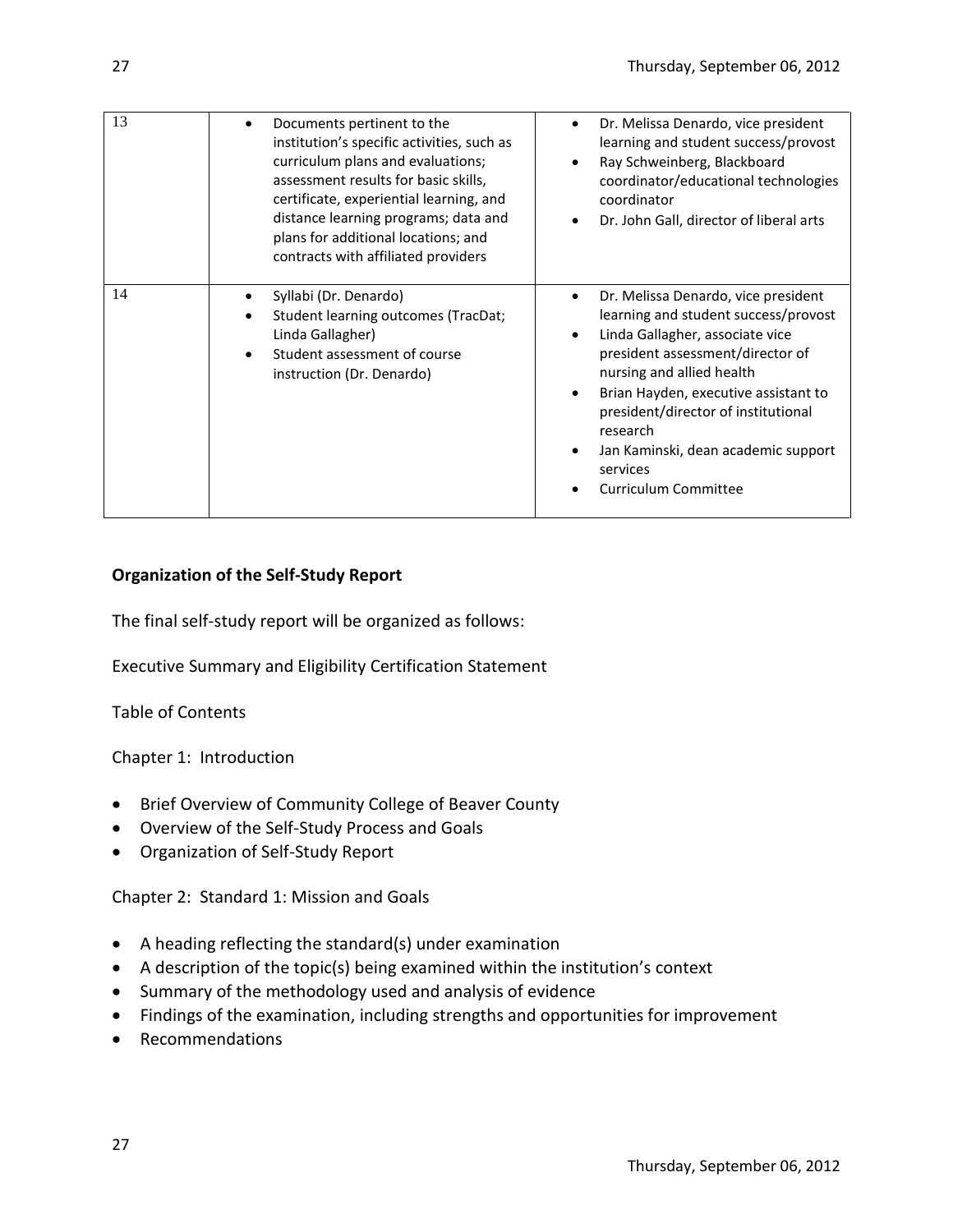| | | |
|---|---|---|
| 13 | • Documents pertinent to the institution's specific activities, such as curriculum plans and evaluations; assessment results for basic skills, certificate, experiential learning, and distance learning programs; data and plans for additional locations; and contracts with affiliated providers | • Dr. Melissa Denardo, vice president learning and student success/provost<br>• Ray Schweinberg, Blackboard coordinator/educational technologies coordinator<br>• Dr. John Gall, director of liberal arts |
| 14 | • Syllabi (Dr. Denardo)<br>• Student learning outcomes (TracDat; Linda Gallagher)<br>• Student assessment of course instruction (Dr. Denardo) | • Dr. Melissa Denardo, vice president learning and student success/provost<br>• Linda Gallagher, associate vice president assessment/director of nursing and allied health<br>• Brian Hayden, executive assistant to president/director of institutional research<br>• Jan Kaminski, dean academic support services<br>• Curriculum Committee |

**Organization of the Self-Study Report**

The final self-study report will be organized as follows:

Executive Summary and Eligibility Certification Statement

Table of Contents

Chapter 1: Introduction

- Brief Overview of Community College of Beaver County
- Overview of the Self-Study Process and Goals
- Organization of Self-Study Report

Chapter 2: Standard 1: Mission and Goals

- A heading reflecting the standard(s) under examination
- A description of the topic(s) being examined within the institution's context
- Summary of the methodology used and analysis of evidence
- Findings of the examination, including strengths and opportunities for improvement
- Recommendations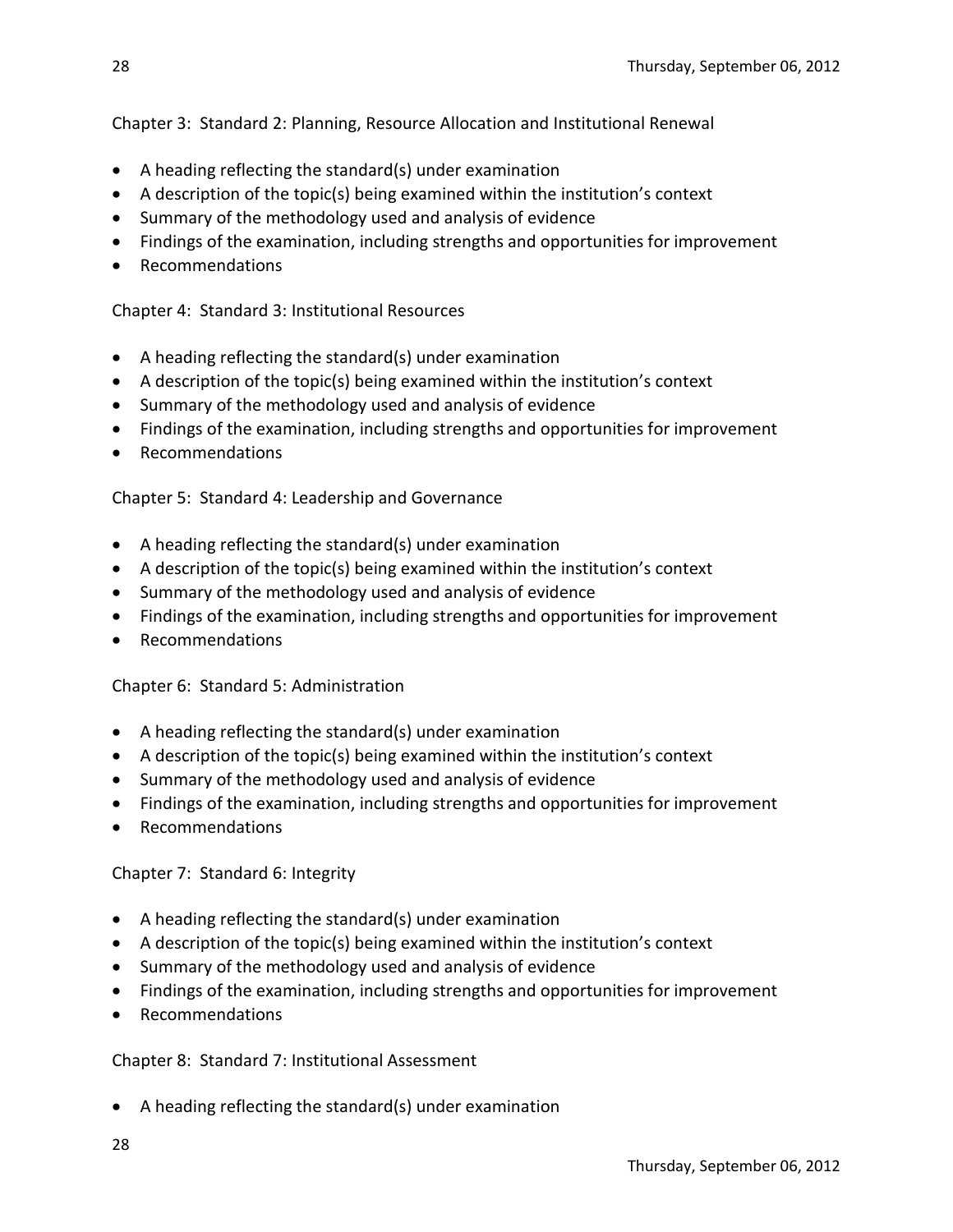Chapter 3: Standard 2: Planning, Resource Allocation and Institutional Renewal

- A heading reflecting the standard(s) under examination
- A description of the topic(s) being examined within the institution's context
- Summary of the methodology used and analysis of evidence
- Findings of the examination, including strengths and opportunities for improvement
- Recommendations

Chapter 4: Standard 3: Institutional Resources

- A heading reflecting the standard(s) under examination
- A description of the topic(s) being examined within the institution's context
- Summary of the methodology used and analysis of evidence
- Findings of the examination, including strengths and opportunities for improvement
- Recommendations

Chapter 5: Standard 4: Leadership and Governance

- A heading reflecting the standard(s) under examination
- A description of the topic(s) being examined within the institution's context
- Summary of the methodology used and analysis of evidence
- Findings of the examination, including strengths and opportunities for improvement
- Recommendations

Chapter 6: Standard 5: Administration

- A heading reflecting the standard(s) under examination
- A description of the topic(s) being examined within the institution's context
- Summary of the methodology used and analysis of evidence
- Findings of the examination, including strengths and opportunities for improvement
- Recommendations

Chapter 7: Standard 6: Integrity

- A heading reflecting the standard(s) under examination
- A description of the topic(s) being examined within the institution's context
- Summary of the methodology used and analysis of evidence
- Findings of the examination, including strengths and opportunities for improvement
- Recommendations

Chapter 8: Standard 7: Institutional Assessment

- A heading reflecting the standard(s) under examination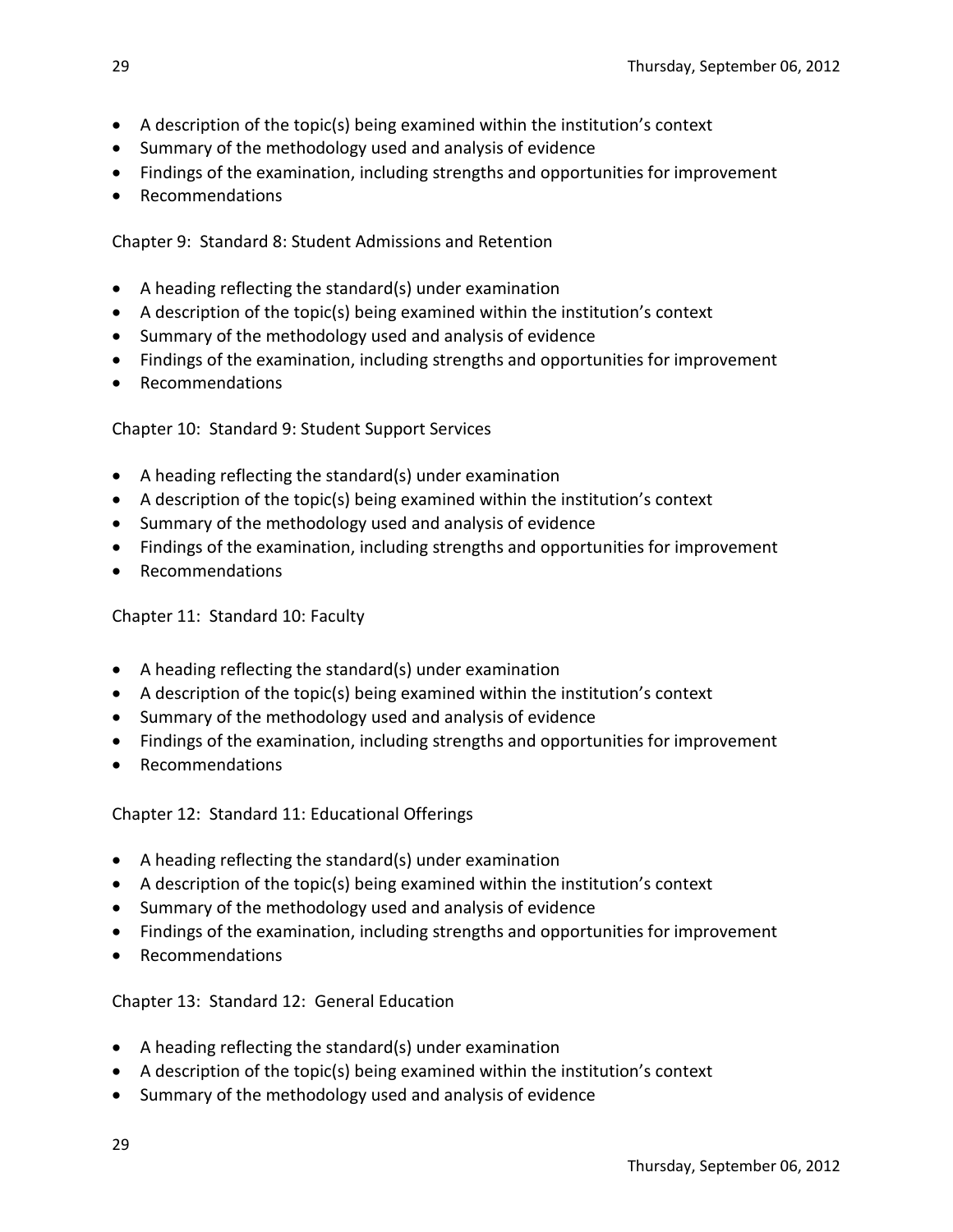- A description of the topic(s) being examined within the institution's context
- Summary of the methodology used and analysis of evidence
- Findings of the examination, including strengths and opportunities for improvement
- Recommendations

Chapter 9: Standard 8: Student Admissions and Retention

- A heading reflecting the standard(s) under examination
- A description of the topic(s) being examined within the institution's context
- Summary of the methodology used and analysis of evidence
- Findings of the examination, including strengths and opportunities for improvement
- Recommendations

Chapter 10: Standard 9: Student Support Services

- A heading reflecting the standard(s) under examination
- A description of the topic(s) being examined within the institution's context
- Summary of the methodology used and analysis of evidence
- Findings of the examination, including strengths and opportunities for improvement
- Recommendations

Chapter 11: Standard 10: Faculty

- A heading reflecting the standard(s) under examination
- A description of the topic(s) being examined within the institution's context
- Summary of the methodology used and analysis of evidence
- Findings of the examination, including strengths and opportunities for improvement
- Recommendations

Chapter 12: Standard 11: Educational Offerings

- A heading reflecting the standard(s) under examination
- A description of the topic(s) being examined within the institution's context
- Summary of the methodology used and analysis of evidence
- Findings of the examination, including strengths and opportunities for improvement
- Recommendations

Chapter 13: Standard 12: General Education

- A heading reflecting the standard(s) under examination
- A description of the topic(s) being examined within the institution's context
- Summary of the methodology used and analysis of evidence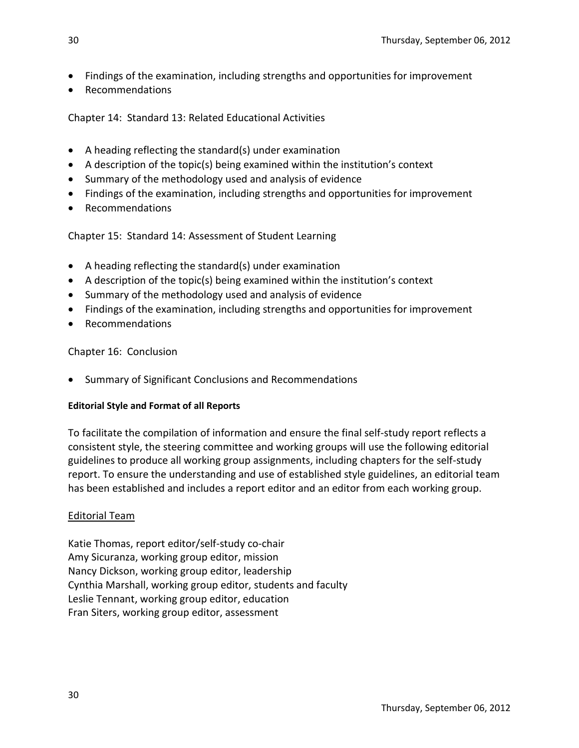- Findings of the examination, including strengths and opportunities for improvement
- Recommendations

Chapter 14: Standard 13: Related Educational Activities

- A heading reflecting the standard(s) under examination
- A description of the topic(s) being examined within the institution's context
- Summary of the methodology used and analysis of evidence
- Findings of the examination, including strengths and opportunities for improvement
- Recommendations

Chapter 15: Standard 14: Assessment of Student Learning

- A heading reflecting the standard(s) under examination
- A description of the topic(s) being examined within the institution's context
- Summary of the methodology used and analysis of evidence
- Findings of the examination, including strengths and opportunities for improvement
- Recommendations

Chapter 16: Conclusion

- Summary of Significant Conclusions and Recommendations

**Editorial Style and Format of all Reports**

To facilitate the compilation of information and ensure the final self-study report reflects a consistent style, the steering committee and working groups will use the following editorial guidelines to produce all working group assignments, including chapters for the self-study report. To ensure the understanding and use of established style guidelines, an editorial team has been established and includes a report editor and an editor from each working group.

<u>Editorial Team</u>

Katie Thomas, report editor/self-study co-chair
Amy Sicuranza, working group editor, mission
Nancy Dickson, working group editor, leadership
Cynthia Marshall, working group editor, students and faculty
Leslie Tennant, working group editor, education
Fran Siters, working group editor, assessment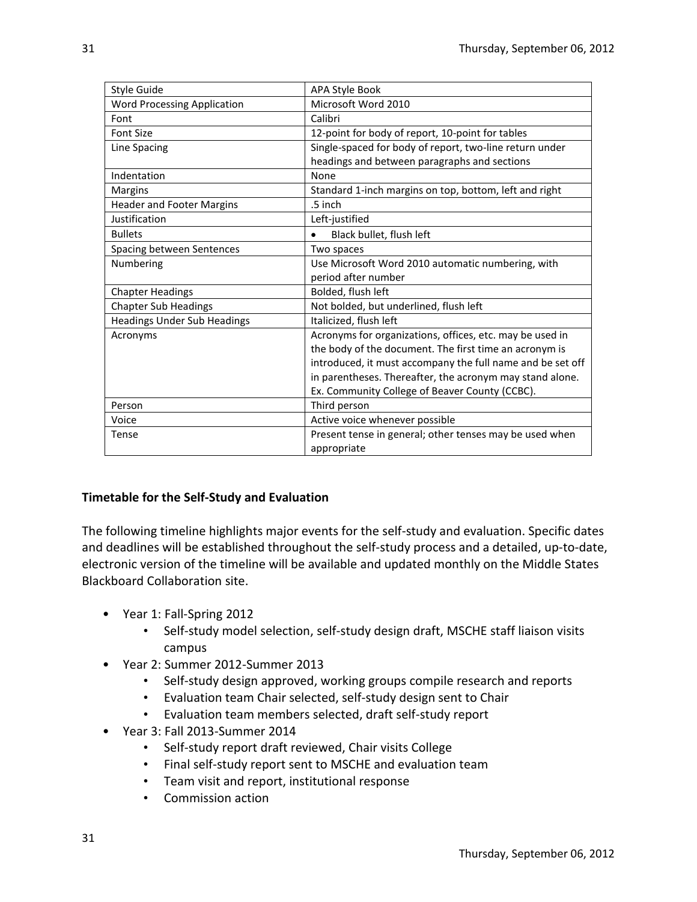| | |
|---|---|
| Style Guide | APA Style Book |
| Word Processing Application | Microsoft Word 2010 |
| Font | Calibri |
| Font Size | 12-point for body of report, 10-point for tables |
| Line Spacing | Single-spaced for body of report, two-line return under headings and between paragraphs and sections |
| Indentation | None |
| Margins | Standard 1-inch margins on top, bottom, left and right |
| Header and Footer Margins | .5 inch |
| Justification | Left-justified |
| Bullets | • Black bullet, flush left |
| Spacing between Sentences | Two spaces |
| Numbering | Use Microsoft Word 2010 automatic numbering, with period after number |
| Chapter Headings | Bolded, flush left |
| Chapter Sub Headings | Not bolded, but underlined, flush left |
| Headings Under Sub Headings | Italicized, flush left |
| Acronyms | Acronyms for organizations, offices, etc. may be used in the body of the document. The first time an acronym is introduced, it must accompany the full name and be set off in parentheses. Thereafter, the acronym may stand alone. Ex. Community College of Beaver County (CCBC). |
| Person | Third person |
| Voice | Active voice whenever possible |
| Tense | Present tense in general; other tenses may be used when appropriate |

**Timetable for the Self-Study and Evaluation**

The following timeline highlights major events for the self-study and evaluation. Specific dates and deadlines will be established throughout the self-study process and a detailed, up-to-date, electronic version of the timeline will be available and updated monthly on the Middle States Blackboard Collaboration site.

- Year 1: Fall-Spring 2012
  - Self-study model selection, self-study design draft, MSCHE staff liaison visits campus
- Year 2: Summer 2012-Summer 2013
  - Self-study design approved, working groups compile research and reports
  - Evaluation team Chair selected, self-study design sent to Chair
  - Evaluation team members selected, draft self-study report
- Year 3: Fall 2013-Summer 2014
  - Self-study report draft reviewed, Chair visits College
  - Final self-study report sent to MSCHE and evaluation team
  - Team visit and report, institutional response
  - Commission action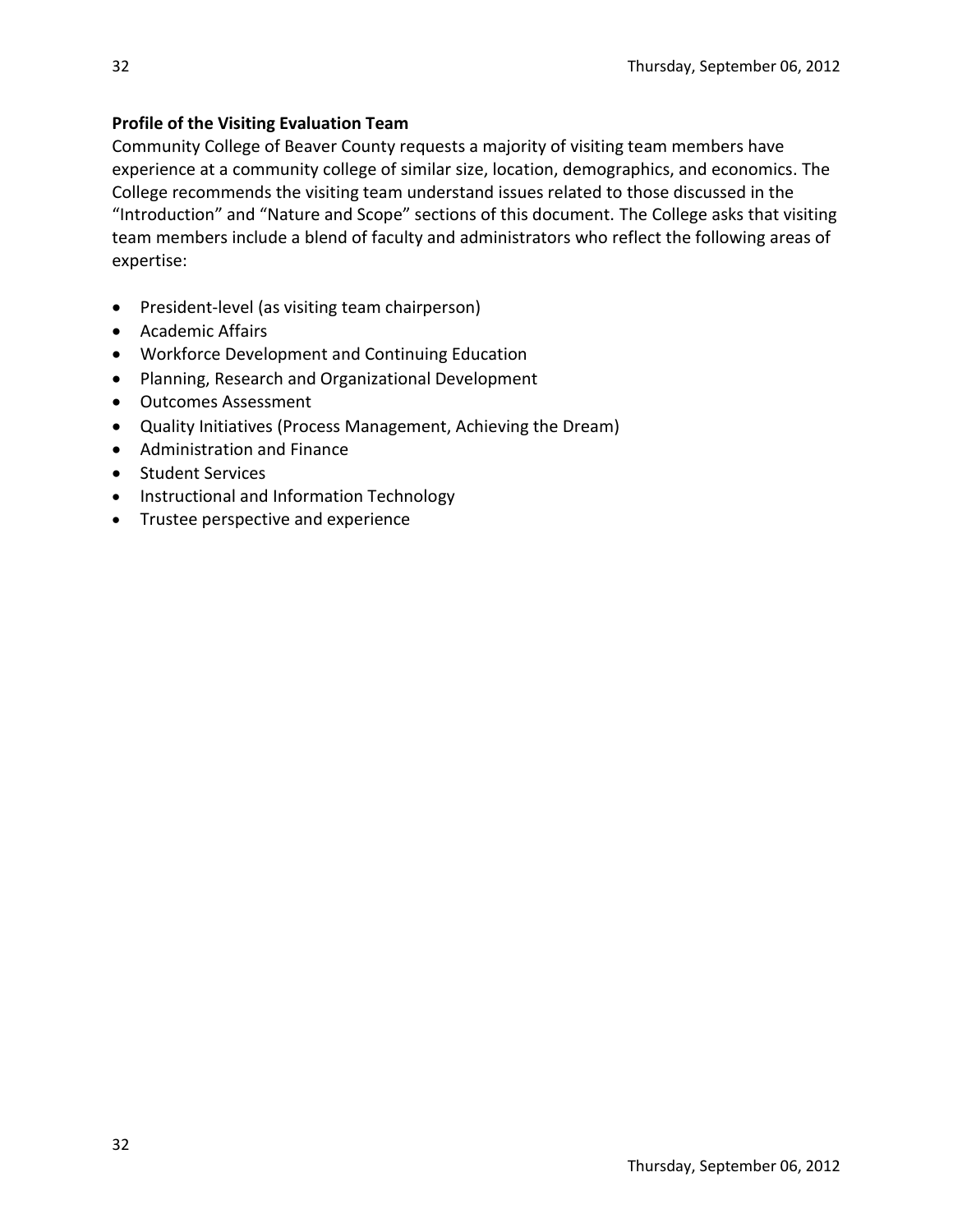**Profile of the Visiting Evaluation Team**

Community College of Beaver County requests a majority of visiting team members have experience at a community college of similar size, location, demographics, and economics. The College recommends the visiting team understand issues related to those discussed in the "Introduction" and "Nature and Scope" sections of this document. The College asks that visiting team members include a blend of faculty and administrators who reflect the following areas of expertise:

- President-level (as visiting team chairperson)
- Academic Affairs
- Workforce Development and Continuing Education
- Planning, Research and Organizational Development
- Outcomes Assessment
- Quality Initiatives (Process Management, Achieving the Dream)
- Administration and Finance
- Student Services
- Instructional and Information Technology
- Trustee perspective and experience